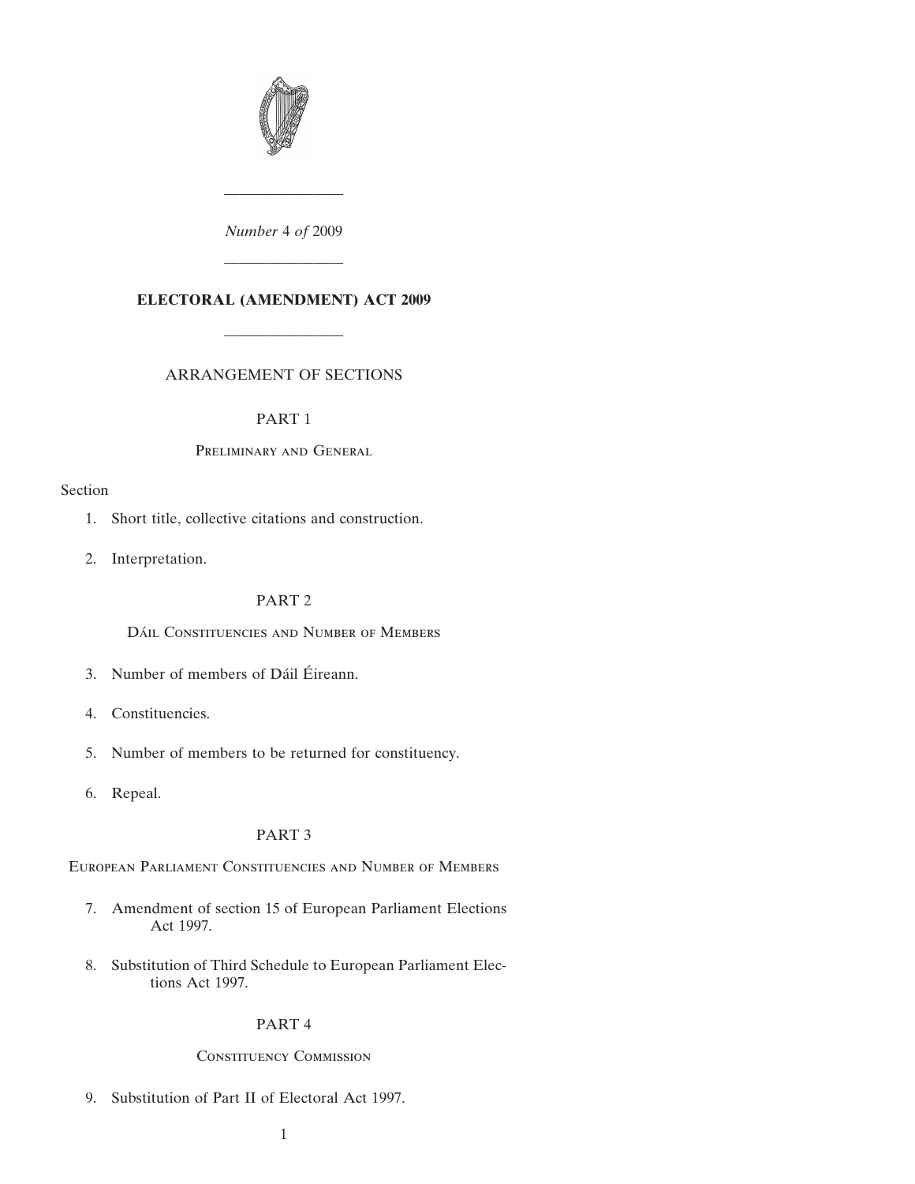*Number* 4 *of* 2009

---

# ELECTORAL (AMENDMENT) ACT 2009

---

ARRANGEMENT OF SECTIONS

PART 1

Preliminary and General

Section

1. Short title, collective citations and construction.

2. Interpretation.

PART 2

Dáil Constituencies and Number of Members

3. Number of members of Dáil Éireann.

4. Constituencies.

5. Number of members to be returned for constituency.

6. Repeal.

PART 3

European Parliament Constituencies and Number of Members

7. Amendment of section 15 of European Parliament Elections Act 1997.

8. Substitution of Third Schedule to European Parliament Elections Act 1997.

PART 4

Constituency Commission

9. Substitution of Part II of Electoral Act 1997.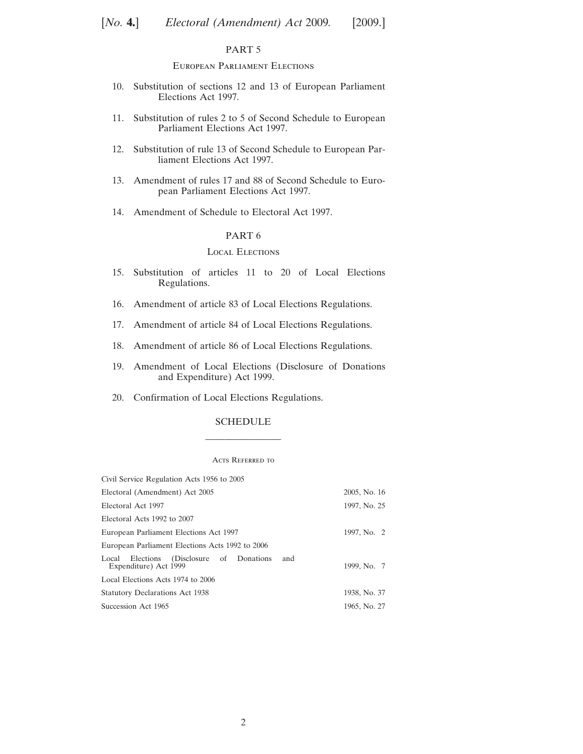PART 5

European Parliament Elections

10. Substitution of sections 12 and 13 of European Parliament Elections Act 1997.

11. Substitution of rules 2 to 5 of Second Schedule to European Parliament Elections Act 1997.

12. Substitution of rule 13 of Second Schedule to European Parliament Elections Act 1997.

13. Amendment of rules 17 and 88 of Second Schedule to European Parliament Elections Act 1997.

14. Amendment of Schedule to Electoral Act 1997.

PART 6

Local Elections

15. Substitution of articles 11 to 20 of Local Elections Regulations.

16. Amendment of article 83 of Local Elections Regulations.

17. Amendment of article 84 of Local Elections Regulations.

18. Amendment of article 86 of Local Elections Regulations.

19. Amendment of Local Elections (Disclosure of Donations and Expenditure) Act 1999.

20. Confirmation of Local Elections Regulations.

SCHEDULE

---

Acts Referred to

| | |
|---|---|
| Civil Service Regulation Acts 1956 to 2005 | |
| Electoral (Amendment) Act 2005 | 2005, No. 16 |
| Electoral Act 1997 | 1997, No. 25 |
| Electoral Acts 1992 to 2007 | |
| European Parliament Elections Act 1997 | 1997, No. 2 |
| European Parliament Elections Acts 1992 to 2006 | |
| Local Elections (Disclosure of Donations and Expenditure) Act 1999 | 1999, No. 7 |
| Local Elections Acts 1974 to 2006 | |
| Statutory Declarations Act 1938 | 1938, No. 37 |
| Succession Act 1965 | 1965, No. 27 |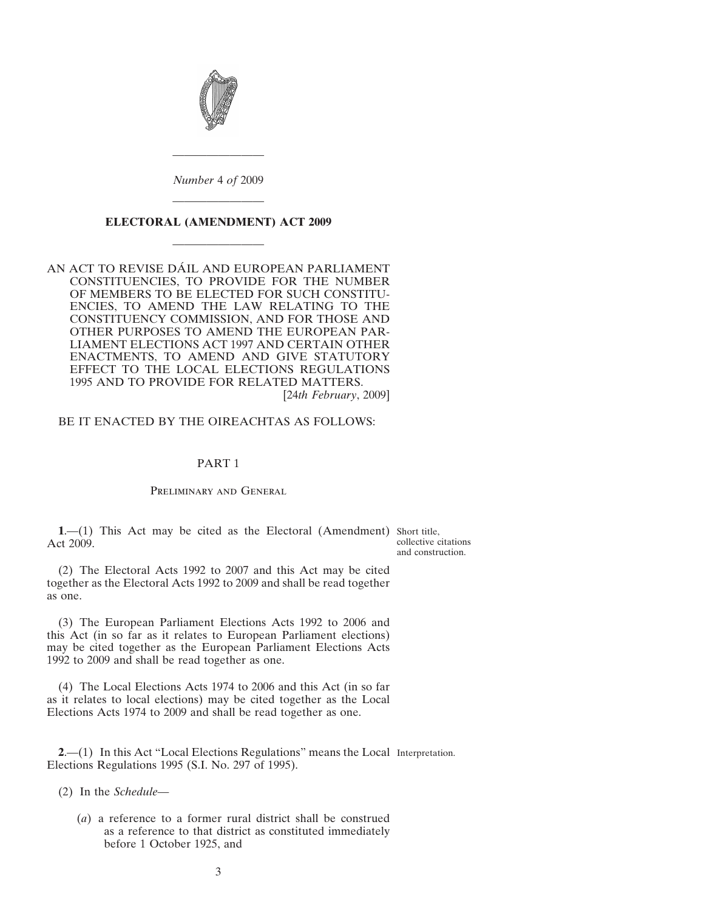*Number* 4 *of* 2009

# ELECTORAL (AMENDMENT) ACT 2009

AN ACT TO REVISE DÁIL AND EUROPEAN PARLIAMENT CONSTITUENCIES, TO PROVIDE FOR THE NUMBER OF MEMBERS TO BE ELECTED FOR SUCH CONSTITUENCIES, TO AMEND THE LAW RELATING TO THE CONSTITUENCY COMMISSION, AND FOR THOSE AND OTHER PURPOSES TO AMEND THE EUROPEAN PARLIAMENT ELECTIONS ACT 1997 AND CERTAIN OTHER ENACTMENTS, TO AMEND AND GIVE STATUTORY EFFECT TO THE LOCAL ELECTIONS REGULATIONS 1995 AND TO PROVIDE FOR RELATED MATTERS.
[24*th February*, 2009]

BE IT ENACTED BY THE OIREACHTAS AS FOLLOWS:

## PART 1

### Preliminary and General

Short title, collective citations and construction.

**1**.—(1) This Act may be cited as the Electoral (Amendment) Act 2009.

(2) The Electoral Acts 1992 to 2007 and this Act may be cited together as the Electoral Acts 1992 to 2009 and shall be read together as one.

(3) The European Parliament Elections Acts 1992 to 2006 and this Act (in so far as it relates to European Parliament elections) may be cited together as the European Parliament Elections Acts 1992 to 2009 and shall be read together as one.

(4) The Local Elections Acts 1974 to 2006 and this Act (in so far as it relates to local elections) may be cited together as the Local Elections Acts 1974 to 2009 and shall be read together as one.

Interpretation.

**2**.—(1) In this Act "Local Elections Regulations" means the Local Elections Regulations 1995 (S.I. No. 297 of 1995).

(2) In the *Schedule*—

(*a*) a reference to a former rural district shall be construed as a reference to that district as constituted immediately before 1 October 1925, and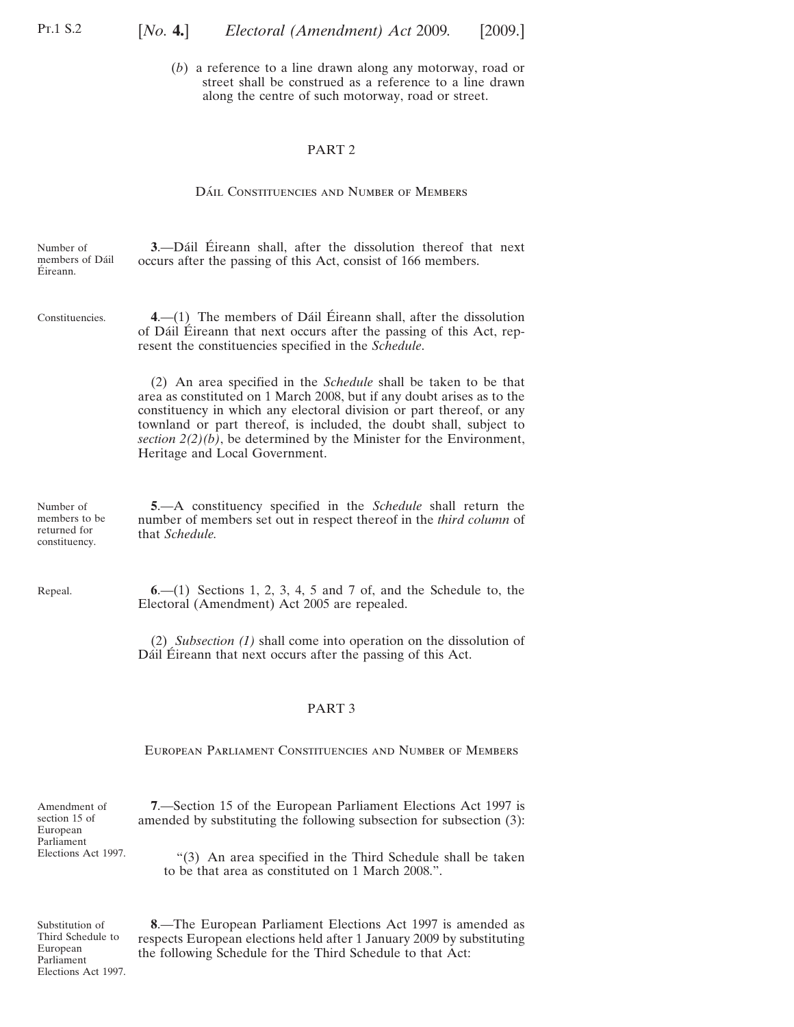(*b*) a reference to a line drawn along any motorway, road or street shall be construed as a reference to a line drawn along the centre of such motorway, road or street.

## PART 2

### Dáil Constituencies and Number of Members

Number of members of Dáil Éireann.

**3**.—Dáil Éireann shall, after the dissolution thereof that next occurs after the passing of this Act, consist of 166 members.

Constituencies.

**4**.—(1) The members of Dáil Éireann shall, after the dissolution of Dáil Éireann that next occurs after the passing of this Act, represent the constituencies specified in the *Schedule*.

(2) An area specified in the *Schedule* shall be taken to be that area as constituted on 1 March 2008, but if any doubt arises as to the constituency in which any electoral division or part thereof, or any townland or part thereof, is included, the doubt shall, subject to *section 2(2)(b)*, be determined by the Minister for the Environment, Heritage and Local Government.

Number of members to be returned for constituency.

**5**.—A constituency specified in the *Schedule* shall return the number of members set out in respect thereof in the *third column* of that *Schedule.*

Repeal.

**6**.—(1) Sections 1, 2, 3, 4, 5 and 7 of, and the Schedule to, the Electoral (Amendment) Act 2005 are repealed.

(2) *Subsection (1)* shall come into operation on the dissolution of Dáil Éireann that next occurs after the passing of this Act.

## PART 3

### European Parliament Constituencies and Number of Members

Amendment of section 15 of European Parliament Elections Act 1997.

**7**.—Section 15 of the European Parliament Elections Act 1997 is amended by substituting the following subsection for subsection (3):

"(3) An area specified in the Third Schedule shall be taken to be that area as constituted on 1 March 2008.".

Substitution of Third Schedule to European Parliament Elections Act 1997.

**8**.—The European Parliament Elections Act 1997 is amended as respects European elections held after 1 January 2009 by substituting the following Schedule for the Third Schedule to that Act: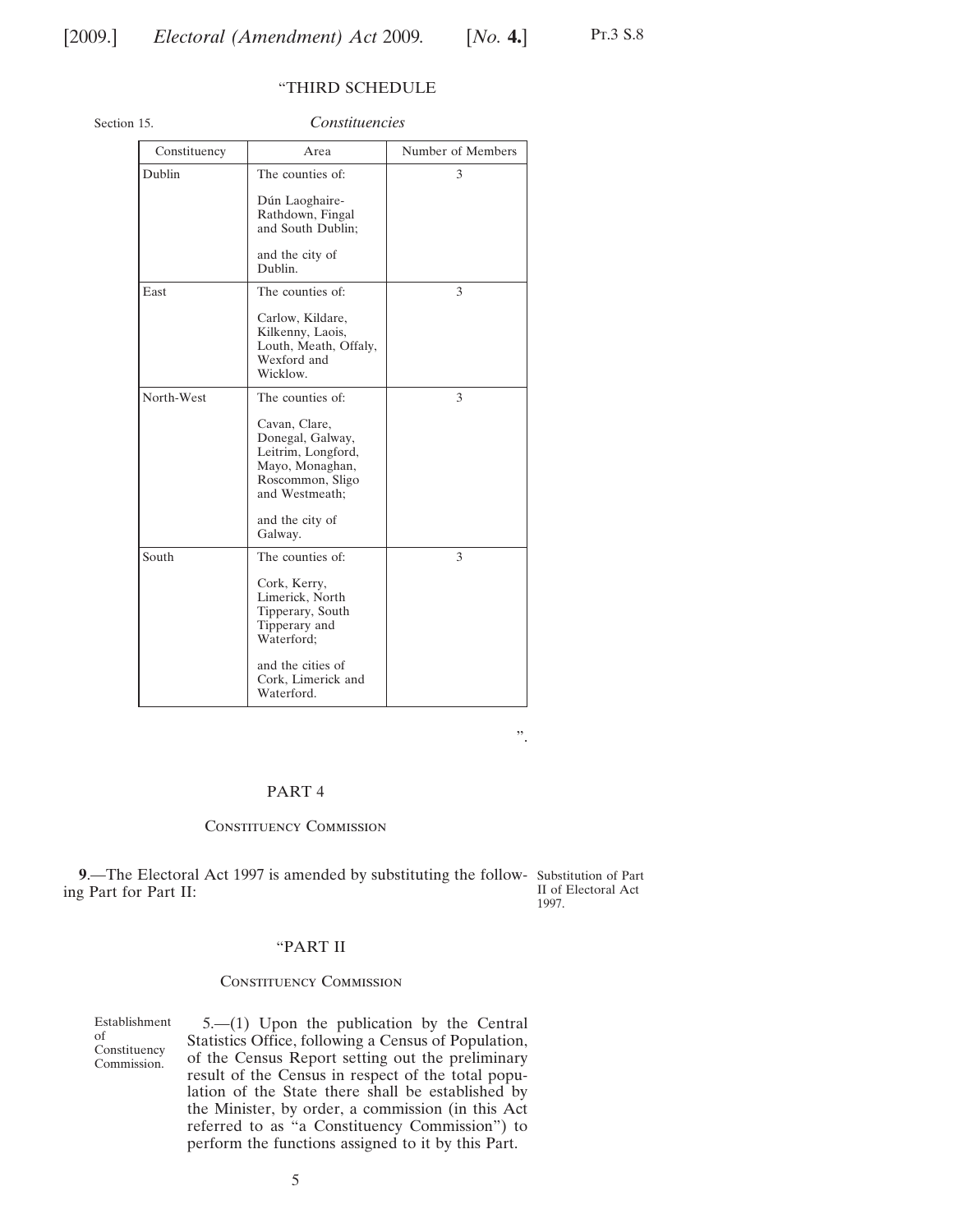"THIRD SCHEDULE

Section 15.

*Constituencies*

| Constituency | Area | Number of Members |
|---|---|---|
| Dublin | The counties of: Dún Laoghaire-Rathdown, Fingal and South Dublin; and the city of Dublin. | 3 |
| East | The counties of: Carlow, Kildare, Kilkenny, Laois, Louth, Meath, Offaly, Wexford and Wicklow. | 3 |
| North-West | The counties of: Cavan, Clare, Donegal, Galway, Leitrim, Longford, Mayo, Monaghan, Roscommon, Sligo and Westmeath; and the city of Galway. | 3 |
| South | The counties of: Cork, Kerry, Limerick, North Tipperary, South Tipperary and Waterford; and the cities of Cork, Limerick and Waterford. | 3 |

".

## PART 4

### Constituency Commission

Substitution of Part II of Electoral Act 1997.

**9**.—The Electoral Act 1997 is amended by substituting the following Part for Part II:

"PART II

Constituency Commission

Establishment of Constituency Commission.

5.—(1) Upon the publication by the Central Statistics Office, following a Census of Population, of the Census Report setting out the preliminary result of the Census in respect of the total population of the State there shall be established by the Minister, by order, a commission (in this Act referred to as "a Constituency Commission") to perform the functions assigned to it by this Part.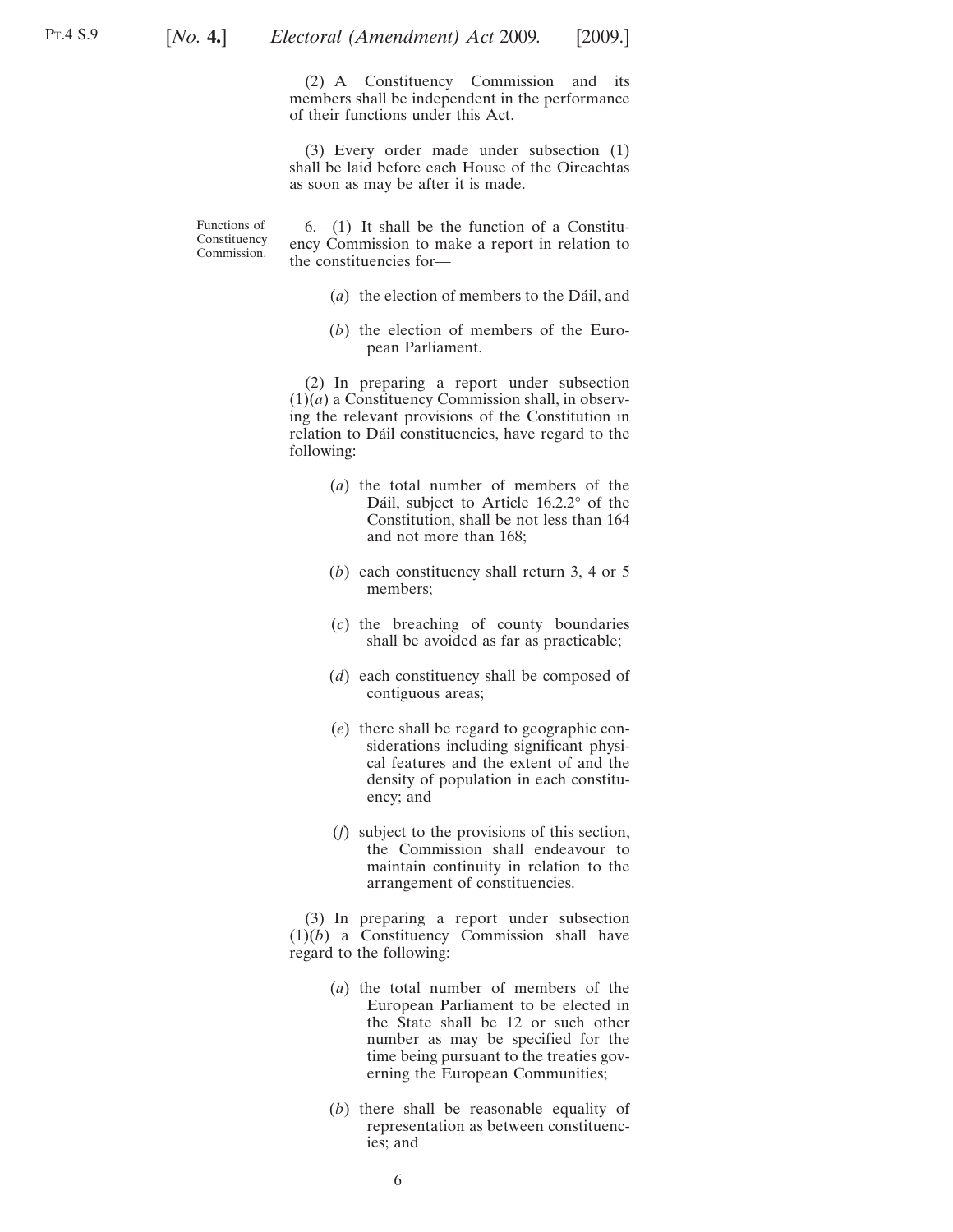(2) A Constituency Commission and its members shall be independent in the performance of their functions under this Act.

(3) Every order made under subsection (1) shall be laid before each House of the Oireachtas as soon as may be after it is made.

Functions of Constituency Commission.

6.—(1) It shall be the function of a Constituency Commission to make a report in relation to the constituencies for—

(*a*) the election of members to the Dáil, and

(*b*) the election of members of the European Parliament.

(2) In preparing a report under subsection (1)(*a*) a Constituency Commission shall, in observing the relevant provisions of the Constitution in relation to Dáil constituencies, have regard to the following:

(*a*) the total number of members of the Dáil, subject to Article 16.2.2° of the Constitution, shall be not less than 164 and not more than 168;

(*b*) each constituency shall return 3, 4 or 5 members;

(*c*) the breaching of county boundaries shall be avoided as far as practicable;

(*d*) each constituency shall be composed of contiguous areas;

(*e*) there shall be regard to geographic considerations including significant physical features and the extent of and the density of population in each constituency; and

(*f*) subject to the provisions of this section, the Commission shall endeavour to maintain continuity in relation to the arrangement of constituencies.

(3) In preparing a report under subsection (1)(*b*) a Constituency Commission shall have regard to the following:

(*a*) the total number of members of the European Parliament to be elected in the State shall be 12 or such other number as may be specified for the time being pursuant to the treaties governing the European Communities;

(*b*) there shall be reasonable equality of representation as between constituencies; and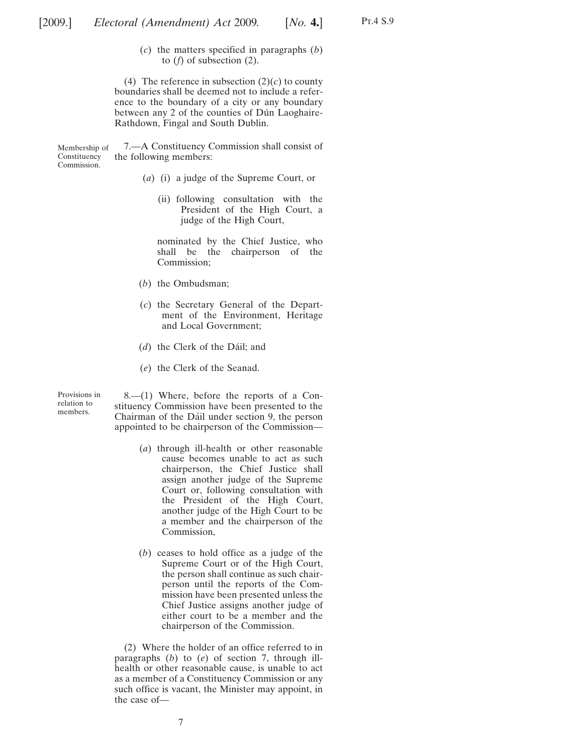(*c*) the matters specified in paragraphs (*b*) to (*f*) of subsection (2).

(4) The reference in subsection (2)(*c*) to county boundaries shall be deemed not to include a reference to the boundary of a city or any boundary between any 2 of the counties of Dún Laoghaire-Rathdown, Fingal and South Dublin.

Membership of Constituency Commission.

7.—A Constituency Commission shall consist of the following members:

(*a*) (i) a judge of the Supreme Court, or

(ii) following consultation with the President of the High Court, a judge of the High Court,

nominated by the Chief Justice, who shall be the chairperson of the Commission;

(*b*) the Ombudsman;

(*c*) the Secretary General of the Department of the Environment, Heritage and Local Government;

(*d*) the Clerk of the Dáil; and

(*e*) the Clerk of the Seanad.

Provisions in relation to members.

8.—(1) Where, before the reports of a Constituency Commission have been presented to the Chairman of the Dáil under section 9, the person appointed to be chairperson of the Commission—

(*a*) through ill-health or other reasonable cause becomes unable to act as such chairperson, the Chief Justice shall assign another judge of the Supreme Court or, following consultation with the President of the High Court, another judge of the High Court to be a member and the chairperson of the Commission,

(*b*) ceases to hold office as a judge of the Supreme Court or of the High Court, the person shall continue as such chairperson until the reports of the Commission have been presented unless the Chief Justice assigns another judge of either court to be a member and the chairperson of the Commission.

(2) Where the holder of an office referred to in paragraphs (*b*) to (*e*) of section 7, through ill-health or other reasonable cause, is unable to act as a member of a Constituency Commission or any such office is vacant, the Minister may appoint, in the case of—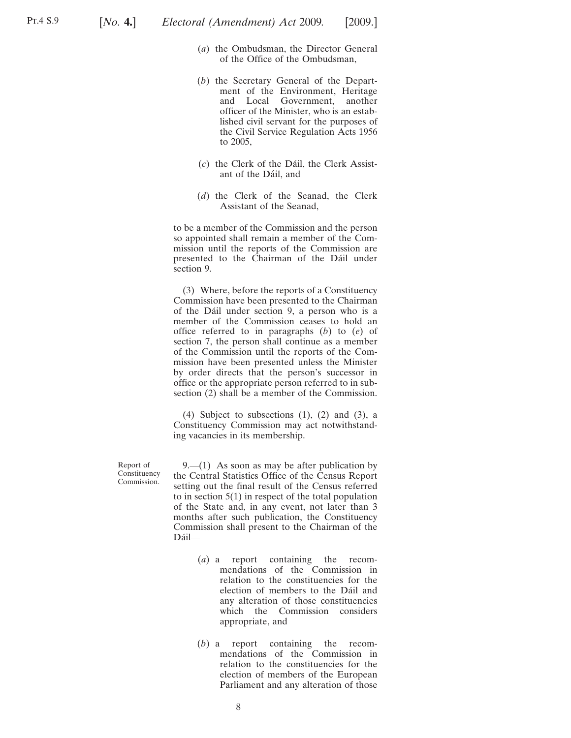(*a*) the Ombudsman, the Director General of the Office of the Ombudsman,

(*b*) the Secretary General of the Department of the Environment, Heritage and Local Government, another officer of the Minister, who is an established civil servant for the purposes of the Civil Service Regulation Acts 1956 to 2005,

(*c*) the Clerk of the Dáil, the Clerk Assistant of the Dáil, and

(*d*) the Clerk of the Seanad, the Clerk Assistant of the Seanad,

to be a member of the Commission and the person so appointed shall remain a member of the Commission until the reports of the Commission are presented to the Chairman of the Dáil under section 9.

(3) Where, before the reports of a Constituency Commission have been presented to the Chairman of the Dáil under section 9, a person who is a member of the Commission ceases to hold an office referred to in paragraphs (*b*) to (*e*) of section 7, the person shall continue as a member of the Commission until the reports of the Commission have been presented unless the Minister by order directs that the person's successor in office or the appropriate person referred to in subsection (2) shall be a member of the Commission.

(4) Subject to subsections (1), (2) and (3), a Constituency Commission may act notwithstanding vacancies in its membership.

Report of Constituency Commission.

9.—(1) As soon as may be after publication by the Central Statistics Office of the Census Report setting out the final result of the Census referred to in section 5(1) in respect of the total population of the State and, in any event, not later than 3 months after such publication, the Constituency Commission shall present to the Chairman of the Dáil—

(*a*) a report containing the recommendations of the Commission in relation to the constituencies for the election of members to the Dáil and any alteration of those constituencies which the Commission considers appropriate, and

(*b*) a report containing the recommendations of the Commission in relation to the constituencies for the election of members of the European Parliament and any alteration of those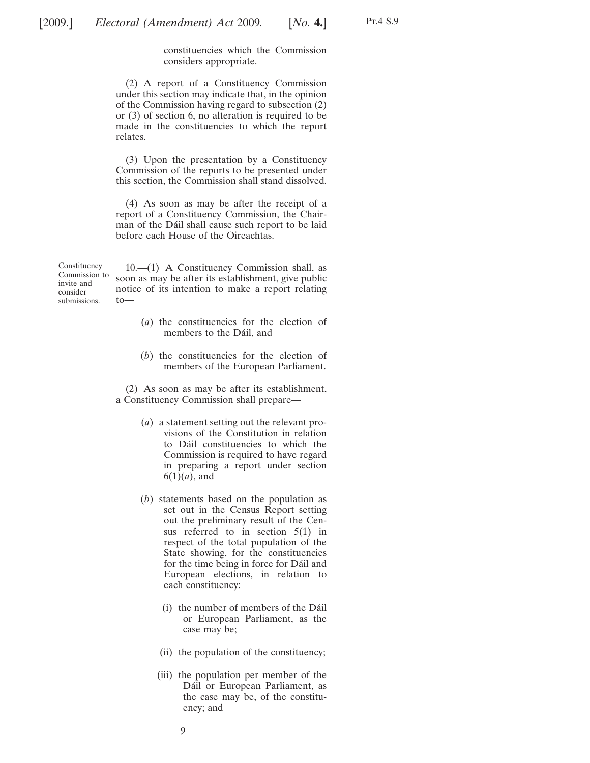constituencies which the Commission considers appropriate.

(2) A report of a Constituency Commission under this section may indicate that, in the opinion of the Commission having regard to subsection (2) or (3) of section 6, no alteration is required to be made in the constituencies to which the report relates.

(3) Upon the presentation by a Constituency Commission of the reports to be presented under this section, the Commission shall stand dissolved.

(4) As soon as may be after the receipt of a report of a Constituency Commission, the Chairman of the Dáil shall cause such report to be laid before each House of the Oireachtas.

Constituency Commission to invite and consider submissions.

10.—(1) A Constituency Commission shall, as soon as may be after its establishment, give public notice of its intention to make a report relating to—

(*a*) the constituencies for the election of members to the Dáil, and

(*b*) the constituencies for the election of members of the European Parliament.

(2) As soon as may be after its establishment, a Constituency Commission shall prepare—

(*a*) a statement setting out the relevant provisions of the Constitution in relation to Dáil constituencies to which the Commission is required to have regard in preparing a report under section 6(1)(*a*), and

(*b*) statements based on the population as set out in the Census Report setting out the preliminary result of the Census referred to in section 5(1) in respect of the total population of the State showing, for the constituencies for the time being in force for Dáil and European elections, in relation to each constituency:

(i) the number of members of the Dáil or European Parliament, as the case may be;

(ii) the population of the constituency;

(iii) the population per member of the Dáil or European Parliament, as the case may be, of the constituency; and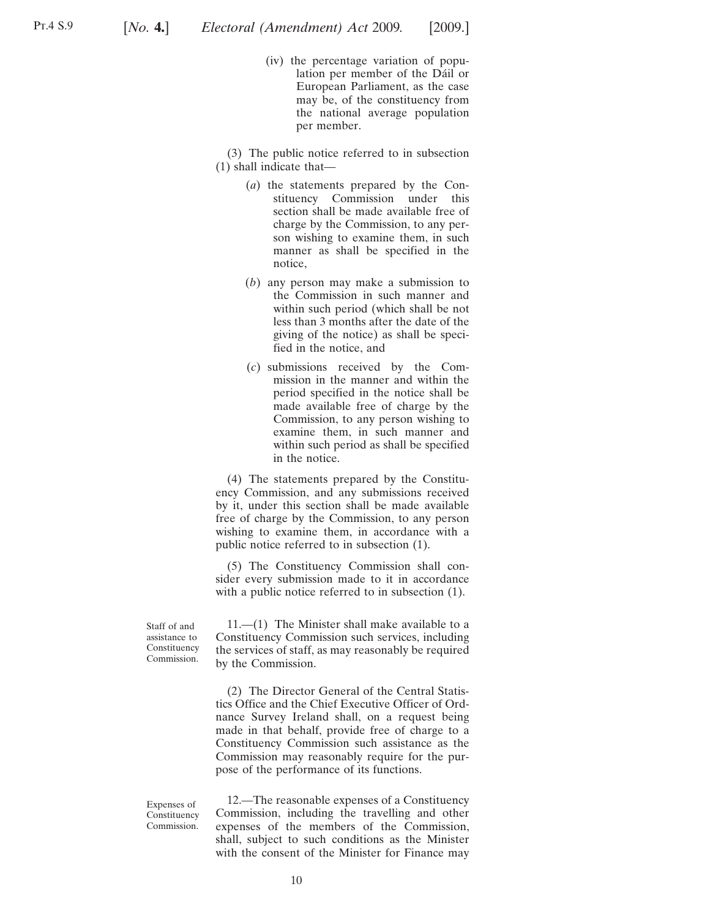(iv) the percentage variation of population per member of the Dáil or European Parliament, as the case may be, of the constituency from the national average population per member.

(3) The public notice referred to in subsection (1) shall indicate that—

(*a*) the statements prepared by the Constituency Commission under this section shall be made available free of charge by the Commission, to any person wishing to examine them, in such manner as shall be specified in the notice,

(*b*) any person may make a submission to the Commission in such manner and within such period (which shall be not less than 3 months after the date of the giving of the notice) as shall be specified in the notice, and

(*c*) submissions received by the Commission in the manner and within the period specified in the notice shall be made available free of charge by the Commission, to any person wishing to examine them, in such manner and within such period as shall be specified in the notice.

(4) The statements prepared by the Constituency Commission, and any submissions received by it, under this section shall be made available free of charge by the Commission, to any person wishing to examine them, in accordance with a public notice referred to in subsection (1).

(5) The Constituency Commission shall consider every submission made to it in accordance with a public notice referred to in subsection (1).

Staff of and assistance to Constituency Commission.

11.—(1) The Minister shall make available to a Constituency Commission such services, including the services of staff, as may reasonably be required by the Commission.

(2) The Director General of the Central Statistics Office and the Chief Executive Officer of Ordnance Survey Ireland shall, on a request being made in that behalf, provide free of charge to a Constituency Commission such assistance as the Commission may reasonably require for the purpose of the performance of its functions.

Expenses of Constituency Commission.

12.—The reasonable expenses of a Constituency Commission, including the travelling and other expenses of the members of the Commission, shall, subject to such conditions as the Minister with the consent of the Minister for Finance may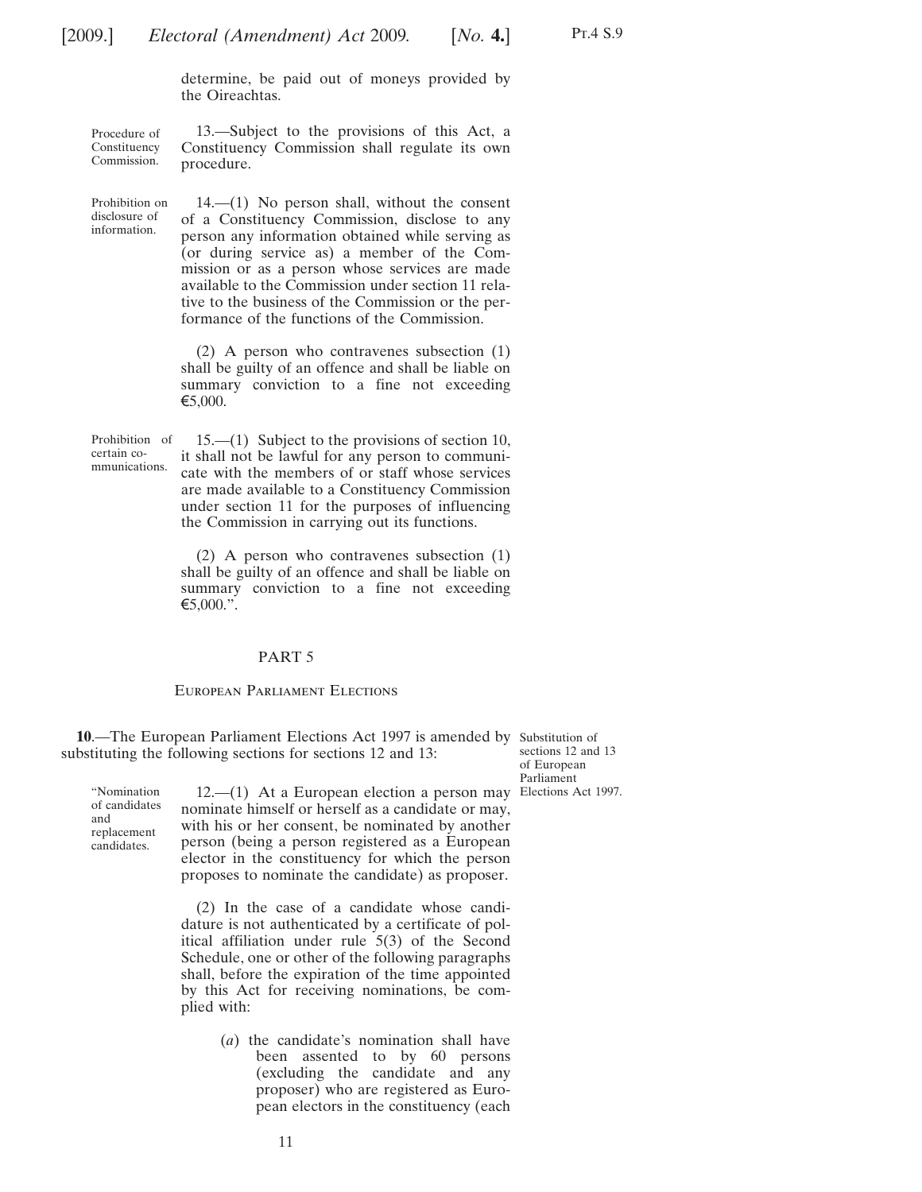determine, be paid out of moneys provided by the Oireachtas.

Procedure of Constituency Commission.

13.—Subject to the provisions of this Act, a Constituency Commission shall regulate its own procedure.

Prohibition on disclosure of information.

14.—(1) No person shall, without the consent of a Constituency Commission, disclose to any person any information obtained while serving as (or during service as) a member of the Commission or as a person whose services are made available to the Commission under section 11 relative to the business of the Commission or the performance of the functions of the Commission.

(2) A person who contravenes subsection (1) shall be guilty of an offence and shall be liable on summary conviction to a fine not exceeding €5,000.

Prohibition of certain communications.

15.—(1) Subject to the provisions of section 10, it shall not be lawful for any person to communicate with the members of or staff whose services are made available to a Constituency Commission under section 11 for the purposes of influencing the Commission in carrying out its functions.

(2) A person who contravenes subsection (1) shall be guilty of an offence and shall be liable on summary conviction to a fine not exceeding €5,000.".

## PART 5

### European Parliament Elections

Substitution of sections 12 and 13 of European Parliament Elections Act 1997.

**10**.—The European Parliament Elections Act 1997 is amended by substituting the following sections for sections 12 and 13:

"Nomination of candidates and replacement candidates.

12.—(1) At a European election a person may nominate himself or herself as a candidate or may, with his or her consent, be nominated by another person (being a person registered as a European elector in the constituency for which the person proposes to nominate the candidate) as proposer.

(2) In the case of a candidate whose candidature is not authenticated by a certificate of political affiliation under rule 5(3) of the Second Schedule, one or other of the following paragraphs shall, before the expiration of the time appointed by this Act for receiving nominations, be complied with:

(*a*) the candidate's nomination shall have been assented to by 60 persons (excluding the candidate and any proposer) who are registered as European electors in the constituency (each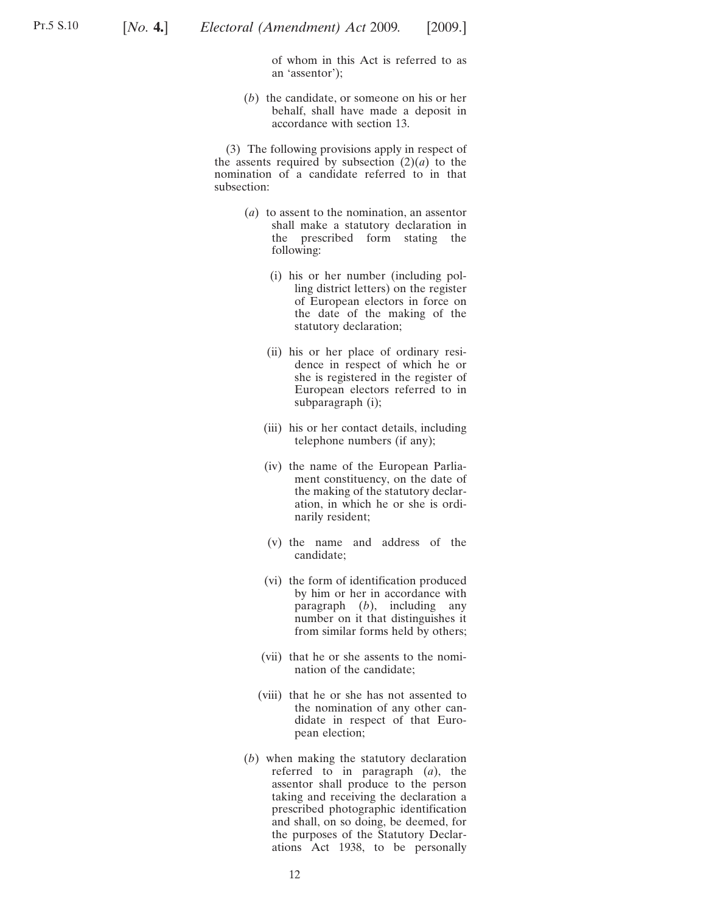of whom in this Act is referred to as an 'assentor');

(*b*) the candidate, or someone on his or her behalf, shall have made a deposit in accordance with section 13.

(3) The following provisions apply in respect of the assents required by subsection (2)(*a*) to the nomination of a candidate referred to in that subsection:

(*a*) to assent to the nomination, an assentor shall make a statutory declaration in the prescribed form stating the following:

(i) his or her number (including polling district letters) on the register of European electors in force on the date of the making of the statutory declaration;

(ii) his or her place of ordinary residence in respect of which he or she is registered in the register of European electors referred to in subparagraph (i);

(iii) his or her contact details, including telephone numbers (if any);

(iv) the name of the European Parliament constituency, on the date of the making of the statutory declaration, in which he or she is ordinarily resident;

(v) the name and address of the candidate;

(vi) the form of identification produced by him or her in accordance with paragraph (*b*), including any number on it that distinguishes it from similar forms held by others;

(vii) that he or she assents to the nomination of the candidate;

(viii) that he or she has not assented to the nomination of any other candidate in respect of that European election;

(*b*) when making the statutory declaration referred to in paragraph (*a*), the assentor shall produce to the person taking and receiving the declaration a prescribed photographic identification and shall, on so doing, be deemed, for the purposes of the Statutory Declarations Act 1938, to be personally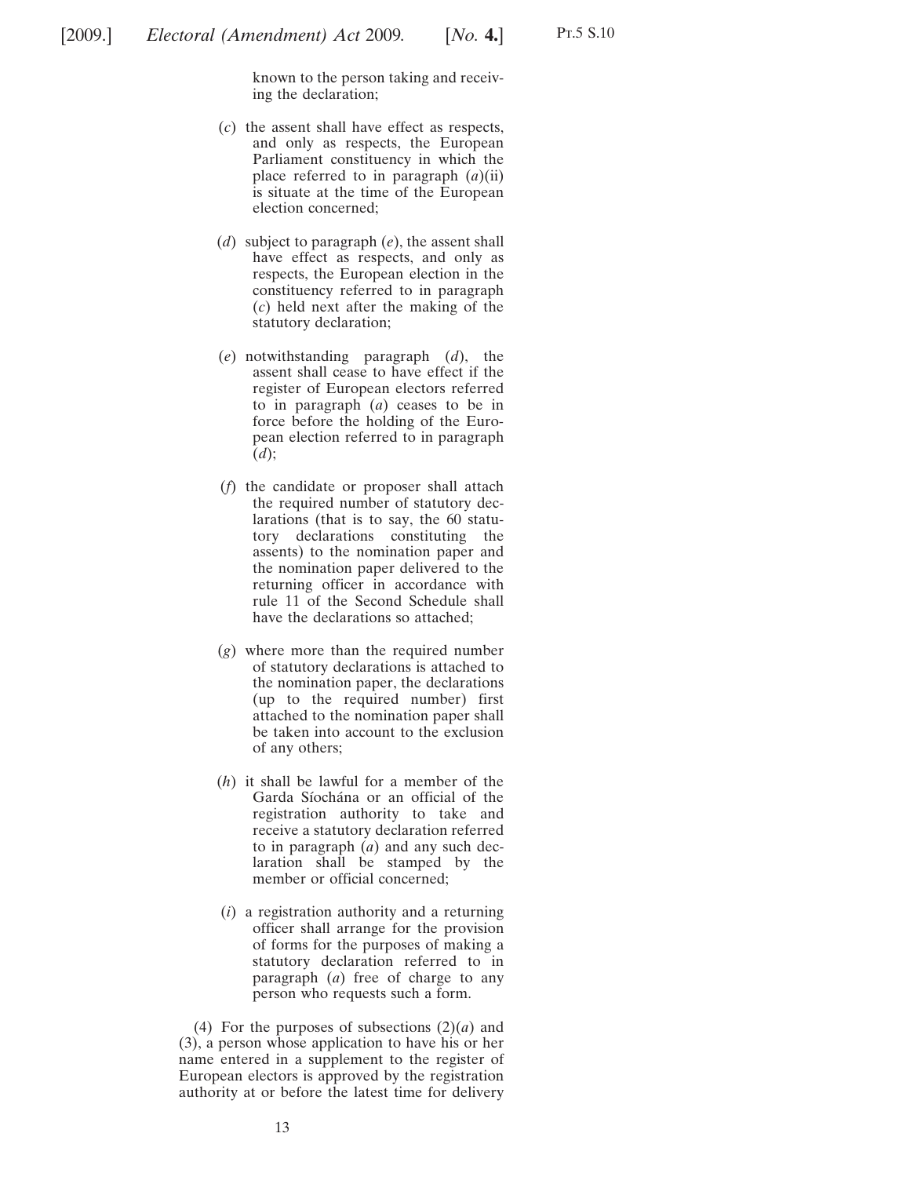known to the person taking and receiving the declaration;

(*c*) the assent shall have effect as respects, and only as respects, the European Parliament constituency in which the place referred to in paragraph (*a*)(ii) is situate at the time of the European election concerned;

(*d*) subject to paragraph (*e*), the assent shall have effect as respects, and only as respects, the European election in the constituency referred to in paragraph (*c*) held next after the making of the statutory declaration;

(*e*) notwithstanding paragraph (*d*), the assent shall cease to have effect if the register of European electors referred to in paragraph (*a*) ceases to be in force before the holding of the European election referred to in paragraph (*d*);

(*f*) the candidate or proposer shall attach the required number of statutory declarations (that is to say, the 60 statutory declarations constituting the assents) to the nomination paper and the nomination paper delivered to the returning officer in accordance with rule 11 of the Second Schedule shall have the declarations so attached;

(*g*) where more than the required number of statutory declarations is attached to the nomination paper, the declarations (up to the required number) first attached to the nomination paper shall be taken into account to the exclusion of any others;

(*h*) it shall be lawful for a member of the Garda Síochána or an official of the registration authority to take and receive a statutory declaration referred to in paragraph (*a*) and any such declaration shall be stamped by the member or official concerned;

(*i*) a registration authority and a returning officer shall arrange for the provision of forms for the purposes of making a statutory declaration referred to in paragraph (*a*) free of charge to any person who requests such a form.

(4) For the purposes of subsections (2)(*a*) and (3), a person whose application to have his or her name entered in a supplement to the register of European electors is approved by the registration authority at or before the latest time for delivery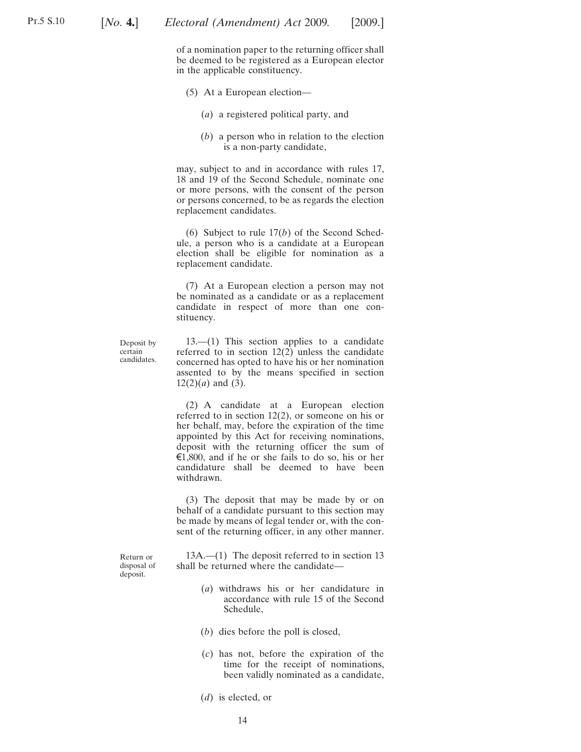of a nomination paper to the returning officer shall be deemed to be registered as a European elector in the applicable constituency.

(5) At a European election—

(*a*) a registered political party, and

(*b*) a person who in relation to the election is a non-party candidate,

may, subject to and in accordance with rules 17, 18 and 19 of the Second Schedule, nominate one or more persons, with the consent of the person or persons concerned, to be as regards the election replacement candidates.

(6) Subject to rule 17(*b*) of the Second Schedule, a person who is a candidate at a European election shall be eligible for nomination as a replacement candidate.

(7) At a European election a person may not be nominated as a candidate or as a replacement candidate in respect of more than one constituency.

Deposit by certain candidates.

13.—(1) This section applies to a candidate referred to in section 12(2) unless the candidate concerned has opted to have his or her nomination assented to by the means specified in section 12(2)(*a*) and (3).

(2) A candidate at a European election referred to in section 12(2), or someone on his or her behalf, may, before the expiration of the time appointed by this Act for receiving nominations, deposit with the returning officer the sum of €1,800, and if he or she fails to do so, his or her candidature shall be deemed to have been withdrawn.

(3) The deposit that may be made by or on behalf of a candidate pursuant to this section may be made by means of legal tender or, with the consent of the returning officer, in any other manner.

Return or disposal of deposit.

13A.—(1) The deposit referred to in section 13 shall be returned where the candidate—

(*a*) withdraws his or her candidature in accordance with rule 15 of the Second Schedule,

(*b*) dies before the poll is closed,

(*c*) has not, before the expiration of the time for the receipt of nominations, been validly nominated as a candidate,

(*d*) is elected, or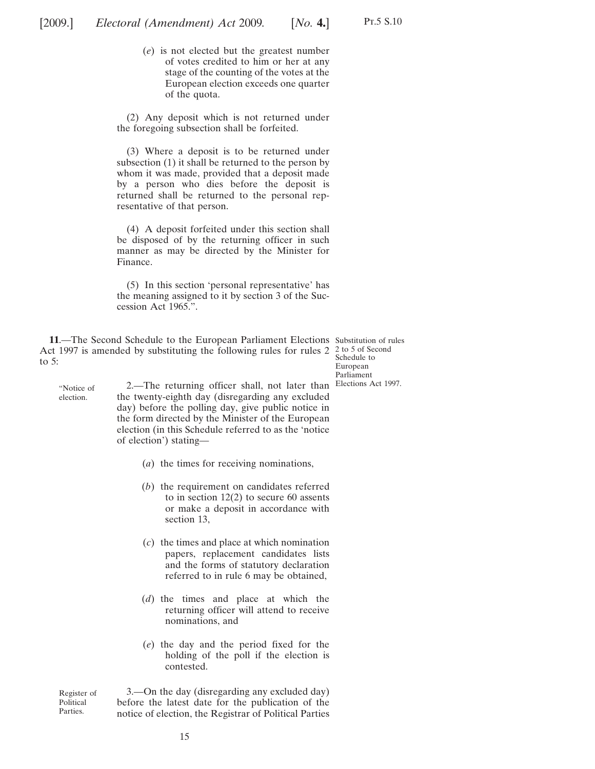(*e*) is not elected but the greatest number of votes credited to him or her at any stage of the counting of the votes at the European election exceeds one quarter of the quota.

(2) Any deposit which is not returned under the foregoing subsection shall be forfeited.

(3) Where a deposit is to be returned under subsection (1) it shall be returned to the person by whom it was made, provided that a deposit made by a person who dies before the deposit is returned shall be returned to the personal representative of that person.

(4) A deposit forfeited under this section shall be disposed of by the returning officer in such manner as may be directed by the Minister for Finance.

(5) In this section 'personal representative' has the meaning assigned to it by section 3 of the Succession Act 1965.".

**11**.—The Second Schedule to the European Parliament Elections Act 1997 is amended by substituting the following rules for rules 2 to 5:

*Substitution of rules 2 to 5 of Second Schedule to European Parliament Elections Act 1997.*

"Notice of election.

2.—The returning officer shall, not later than the twenty-eighth day (disregarding any excluded day) before the polling day, give public notice in the form directed by the Minister of the European election (in this Schedule referred to as the 'notice of election') stating—

(*a*) the times for receiving nominations,

(*b*) the requirement on candidates referred to in section 12(2) to secure 60 assents or make a deposit in accordance with section 13,

(*c*) the times and place at which nomination papers, replacement candidates lists and the forms of statutory declaration referred to in rule 6 may be obtained,

(*d*) the times and place at which the returning officer will attend to receive nominations, and

(*e*) the day and the period fixed for the holding of the poll if the election is contested.

Register of Political Parties.

3.—On the day (disregarding any excluded day) before the latest date for the publication of the notice of election, the Registrar of Political Parties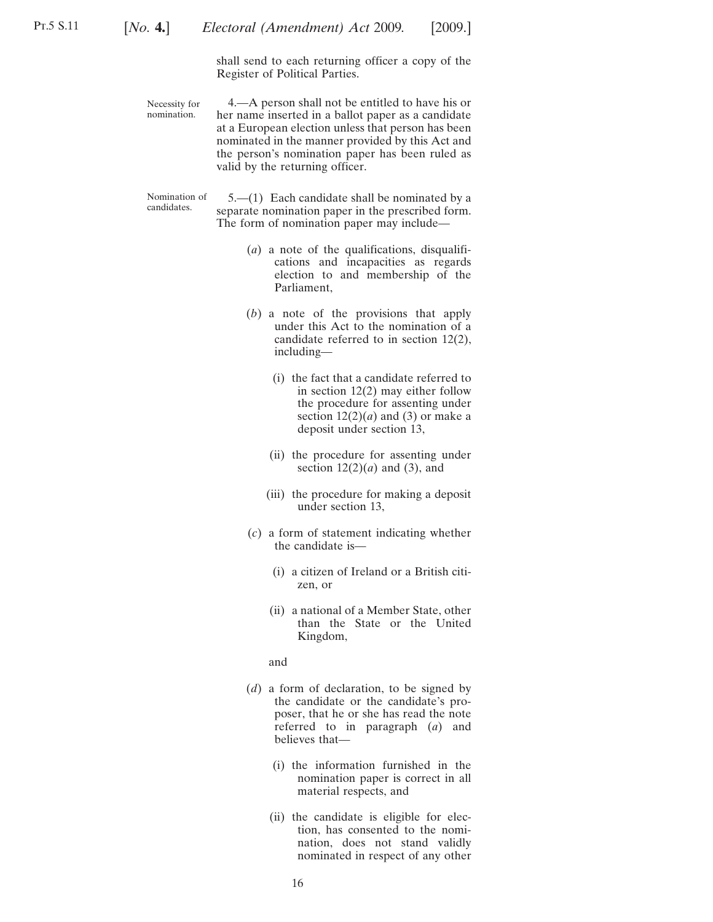shall send to each returning officer a copy of the Register of Political Parties.

Necessity for nomination.

4.—A person shall not be entitled to have his or her name inserted in a ballot paper as a candidate at a European election unless that person has been nominated in the manner provided by this Act and the person's nomination paper has been ruled as valid by the returning officer.

Nomination of candidates.

5.—(1) Each candidate shall be nominated by a separate nomination paper in the prescribed form. The form of nomination paper may include—

(*a*) a note of the qualifications, disqualifications and incapacities as regards election to and membership of the Parliament,

(*b*) a note of the provisions that apply under this Act to the nomination of a candidate referred to in section 12(2), including—

(i) the fact that a candidate referred to in section 12(2) may either follow the procedure for assenting under section 12(2)(*a*) and (3) or make a deposit under section 13,

(ii) the procedure for assenting under section 12(2)(*a*) and (3), and

(iii) the procedure for making a deposit under section 13,

(*c*) a form of statement indicating whether the candidate is—

(i) a citizen of Ireland or a British citizen, or

(ii) a national of a Member State, other than the State or the United Kingdom,

and

(*d*) a form of declaration, to be signed by the candidate or the candidate's proposer, that he or she has read the note referred to in paragraph (*a*) and believes that—

(i) the information furnished in the nomination paper is correct in all material respects, and

(ii) the candidate is eligible for election, has consented to the nomination, does not stand validly nominated in respect of any other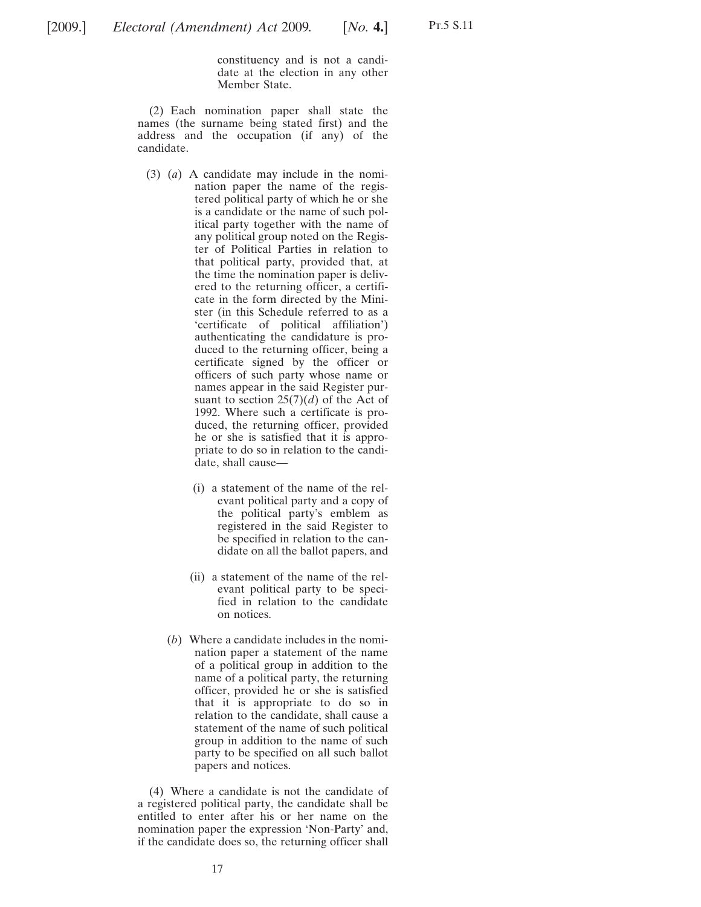constituency and is not a candidate at the election in any other Member State.

(2) Each nomination paper shall state the names (the surname being stated first) and the address and the occupation (if any) of the candidate.

(3) (*a*) A candidate may include in the nomination paper the name of the registered political party of which he or she is a candidate or the name of such political party together with the name of any political group noted on the Register of Political Parties in relation to that political party, provided that, at the time the nomination paper is delivered to the returning officer, a certificate in the form directed by the Minister (in this Schedule referred to as a 'certificate of political affiliation') authenticating the candidature is produced to the returning officer, being a certificate signed by the officer or officers of such party whose name or names appear in the said Register pursuant to section 25(7)(*d*) of the Act of 1992. Where such a certificate is produced, the returning officer, provided he or she is satisfied that it is appropriate to do so in relation to the candidate, shall cause—

(i) a statement of the name of the relevant political party and a copy of the political party's emblem as registered in the said Register to be specified in relation to the candidate on all the ballot papers, and

(ii) a statement of the name of the relevant political party to be specified in relation to the candidate on notices.

(*b*) Where a candidate includes in the nomination paper a statement of the name of a political group in addition to the name of a political party, the returning officer, provided he or she is satisfied that it is appropriate to do so in relation to the candidate, shall cause a statement of the name of such political group in addition to the name of such party to be specified on all such ballot papers and notices.

(4) Where a candidate is not the candidate of a registered political party, the candidate shall be entitled to enter after his or her name on the nomination paper the expression 'Non-Party' and, if the candidate does so, the returning officer shall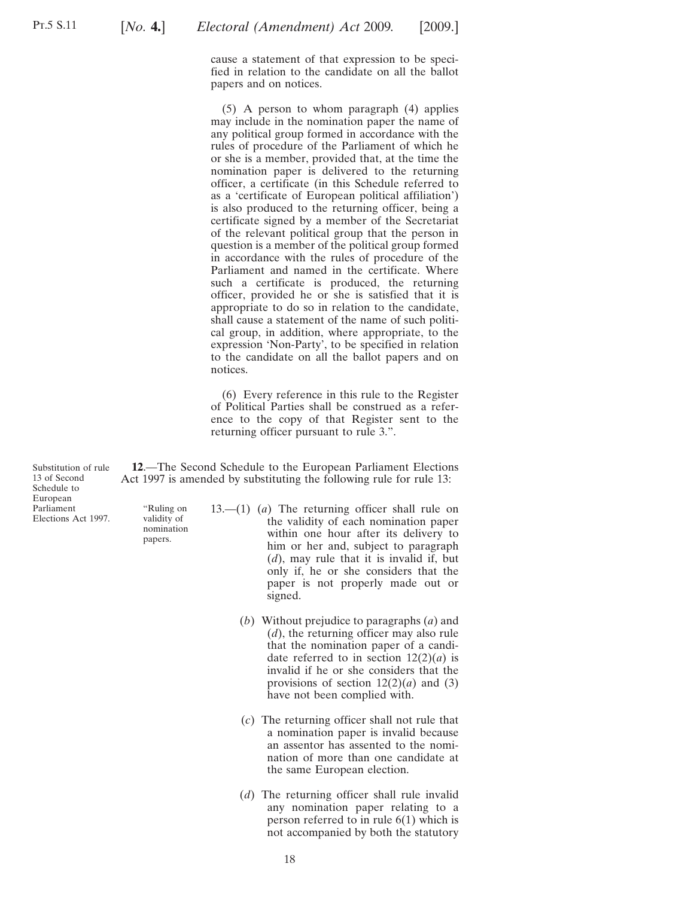cause a statement of that expression to be specified in relation to the candidate on all the ballot papers and on notices.

(5) A person to whom paragraph (4) applies may include in the nomination paper the name of any political group formed in accordance with the rules of procedure of the Parliament of which he or she is a member, provided that, at the time the nomination paper is delivered to the returning officer, a certificate (in this Schedule referred to as a 'certificate of European political affiliation') is also produced to the returning officer, being a certificate signed by a member of the Secretariat of the relevant political group that the person in question is a member of the political group formed in accordance with the rules of procedure of the Parliament and named in the certificate. Where such a certificate is produced, the returning officer, provided he or she is satisfied that it is appropriate to do so in relation to the candidate, shall cause a statement of the name of such political group, in addition, where appropriate, to the expression 'Non-Party', to be specified in relation to the candidate on all the ballot papers and on notices.

(6) Every reference in this rule to the Register of Political Parties shall be construed as a reference to the copy of that Register sent to the returning officer pursuant to rule 3.".

Substitution of rule 13 of Second Schedule to European Parliament Elections Act 1997.

**12**.—The Second Schedule to the European Parliament Elections Act 1997 is amended by substituting the following rule for rule 13:

"Ruling on validity of nomination papers.

13.—(1) (*a*) The returning officer shall rule on the validity of each nomination paper within one hour after its delivery to him or her and, subject to paragraph (*d*), may rule that it is invalid if, but only if, he or she considers that the paper is not properly made out or signed.

(*b*) Without prejudice to paragraphs (*a*) and (*d*), the returning officer may also rule that the nomination paper of a candidate referred to in section 12(2)(*a*) is invalid if he or she considers that the provisions of section 12(2)(*a*) and (3) have not been complied with.

(*c*) The returning officer shall not rule that a nomination paper is invalid because an assentor has assented to the nomination of more than one candidate at the same European election.

(*d*) The returning officer shall rule invalid any nomination paper relating to a person referred to in rule 6(1) which is not accompanied by both the statutory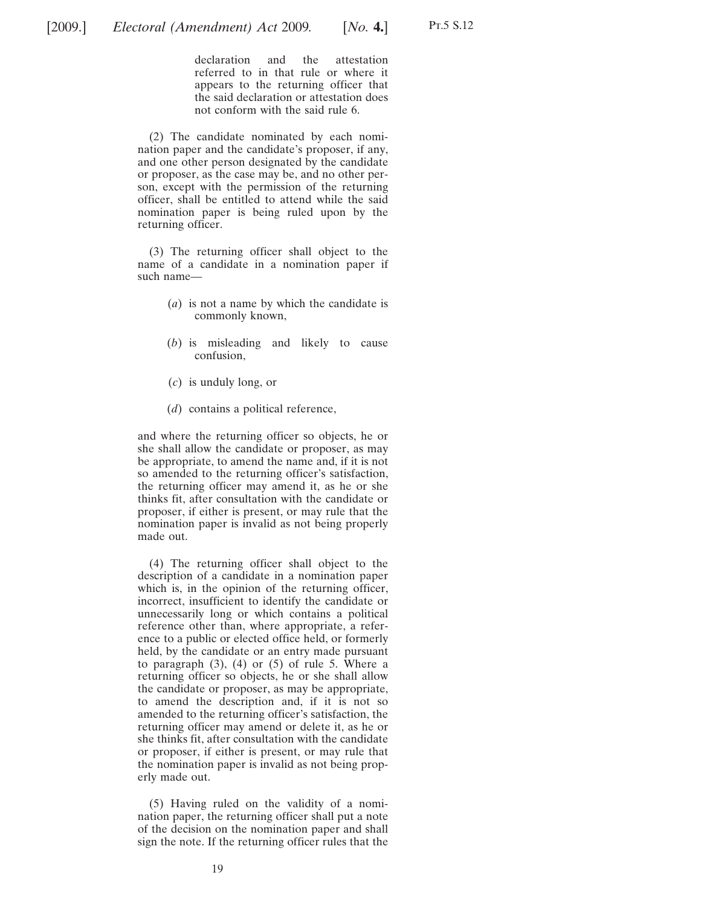declaration and the attestation referred to in that rule or where it appears to the returning officer that the said declaration or attestation does not conform with the said rule 6.

(2) The candidate nominated by each nomination paper and the candidate's proposer, if any, and one other person designated by the candidate or proposer, as the case may be, and no other person, except with the permission of the returning officer, shall be entitled to attend while the said nomination paper is being ruled upon by the returning officer.

(3) The returning officer shall object to the name of a candidate in a nomination paper if such name—

(*a*) is not a name by which the candidate is commonly known,

(*b*) is misleading and likely to cause confusion,

(*c*) is unduly long, or

(*d*) contains a political reference,

and where the returning officer so objects, he or she shall allow the candidate or proposer, as may be appropriate, to amend the name and, if it is not so amended to the returning officer's satisfaction, the returning officer may amend it, as he or she thinks fit, after consultation with the candidate or proposer, if either is present, or may rule that the nomination paper is invalid as not being properly made out.

(4) The returning officer shall object to the description of a candidate in a nomination paper which is, in the opinion of the returning officer, incorrect, insufficient to identify the candidate or unnecessarily long or which contains a political reference other than, where appropriate, a reference to a public or elected office held, or formerly held, by the candidate or an entry made pursuant to paragraph (3), (4) or (5) of rule 5. Where a returning officer so objects, he or she shall allow the candidate or proposer, as may be appropriate, to amend the description and, if it is not so amended to the returning officer's satisfaction, the returning officer may amend or delete it, as he or she thinks fit, after consultation with the candidate or proposer, if either is present, or may rule that the nomination paper is invalid as not being properly made out.

(5) Having ruled on the validity of a nomination paper, the returning officer shall put a note of the decision on the nomination paper and shall sign the note. If the returning officer rules that the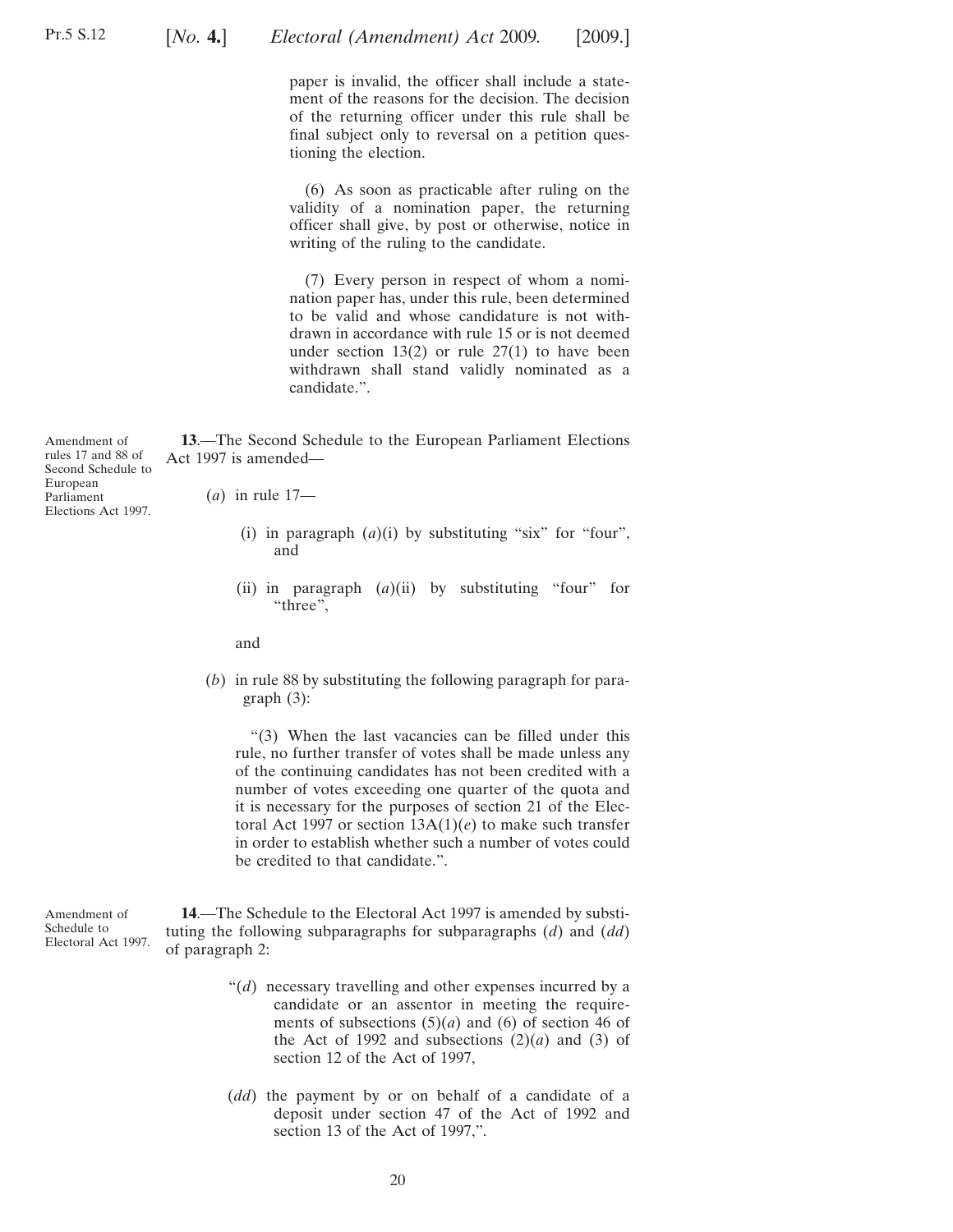paper is invalid, the officer shall include a statement of the reasons for the decision. The decision of the returning officer under this rule shall be final subject only to reversal on a petition questioning the election.

(6) As soon as practicable after ruling on the validity of a nomination paper, the returning officer shall give, by post or otherwise, notice in writing of the ruling to the candidate.

(7) Every person in respect of whom a nomination paper has, under this rule, been determined to be valid and whose candidature is not withdrawn in accordance with rule 15 or is not deemed under section 13(2) or rule 27(1) to have been withdrawn shall stand validly nominated as a candidate.".

*Amendment of rules 17 and 88 of Second Schedule to European Parliament Elections Act 1997.*

**13**.—The Second Schedule to the European Parliament Elections Act 1997 is amended—

(*a*) in rule 17—

(i) in paragraph (*a*)(i) by substituting "six" for "four", and

(ii) in paragraph (*a*)(ii) by substituting "four" for "three",

and

(*b*) in rule 88 by substituting the following paragraph for paragraph (3):

"(3) When the last vacancies can be filled under this rule, no further transfer of votes shall be made unless any of the continuing candidates has not been credited with a number of votes exceeding one quarter of the quota and it is necessary for the purposes of section 21 of the Electoral Act 1997 or section 13A(1)(*e*) to make such transfer in order to establish whether such a number of votes could be credited to that candidate.".

*Amendment of Schedule to Electoral Act 1997.*

**14**.—The Schedule to the Electoral Act 1997 is amended by substituting the following subparagraphs for subparagraphs (*d*) and (*dd*) of paragraph 2:

"(*d*) necessary travelling and other expenses incurred by a candidate or an assentor in meeting the requirements of subsections (5)(*a*) and (6) of section 46 of the Act of 1992 and subsections (2)(*a*) and (3) of section 12 of the Act of 1997,

(*dd*) the payment by or on behalf of a candidate of a deposit under section 47 of the Act of 1992 and section 13 of the Act of 1997,".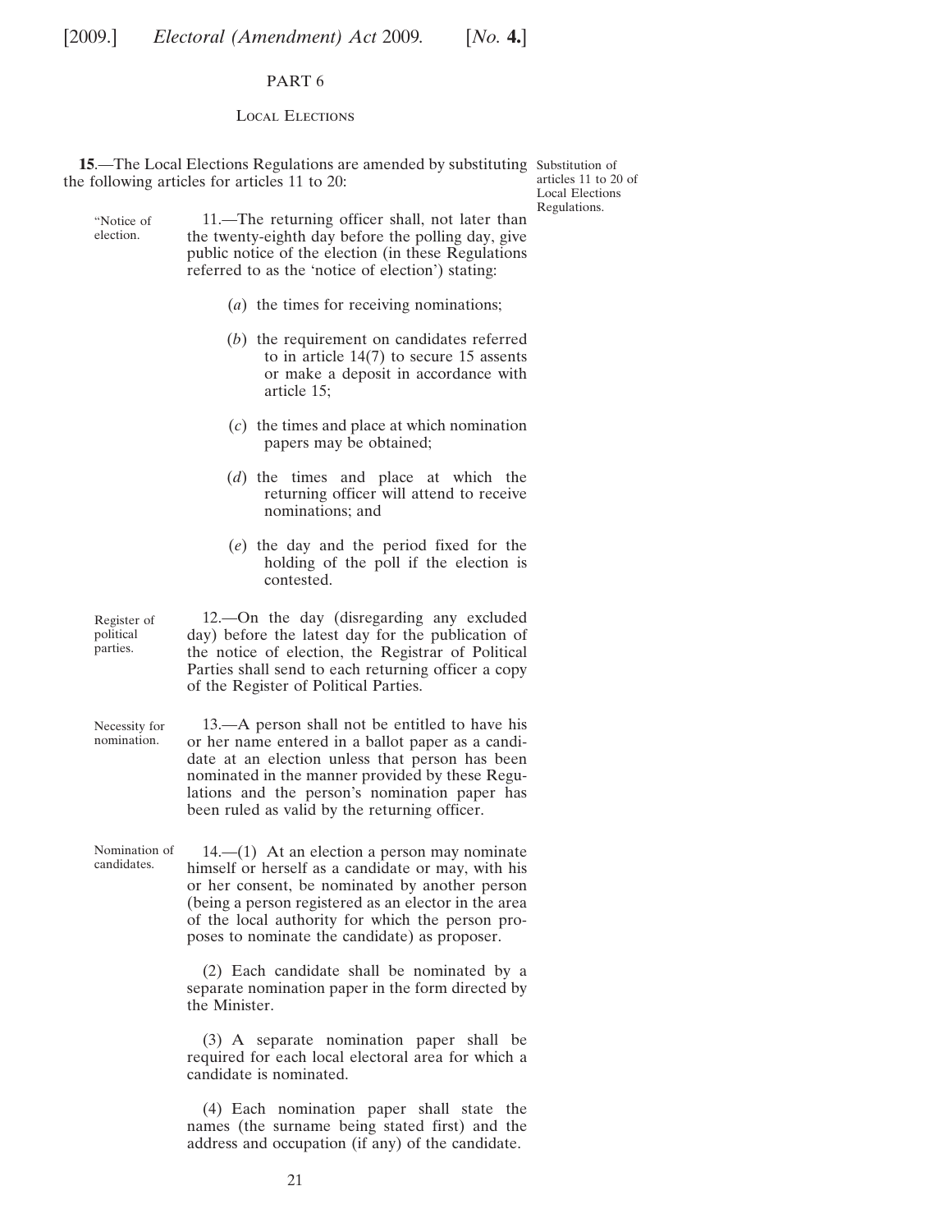PART 6

Local Elections

**15**.—The Local Elections Regulations are amended by substituting the following articles for articles 11 to 20:

Substitution of articles 11 to 20 of Local Elections Regulations.

"Notice of election.

11.—The returning officer shall, not later than the twenty-eighth day before the polling day, give public notice of the election (in these Regulations referred to as the 'notice of election') stating:

(*a*) the times for receiving nominations;

(*b*) the requirement on candidates referred to in article 14(7) to secure 15 assents or make a deposit in accordance with article 15;

(*c*) the times and place at which nomination papers may be obtained;

(*d*) the times and place at which the returning officer will attend to receive nominations; and

(*e*) the day and the period fixed for the holding of the poll if the election is contested.

Register of political parties.

12.—On the day (disregarding any excluded day) before the latest day for the publication of the notice of election, the Registrar of Political Parties shall send to each returning officer a copy of the Register of Political Parties.

Necessity for nomination.

13.—A person shall not be entitled to have his or her name entered in a ballot paper as a candidate at an election unless that person has been nominated in the manner provided by these Regulations and the person's nomination paper has been ruled as valid by the returning officer.

Nomination of candidates.

14.—(1) At an election a person may nominate himself or herself as a candidate or may, with his or her consent, be nominated by another person (being a person registered as an elector in the area of the local authority for which the person proposes to nominate the candidate) as proposer.

(2) Each candidate shall be nominated by a separate nomination paper in the form directed by the Minister.

(3) A separate nomination paper shall be required for each local electoral area for which a candidate is nominated.

(4) Each nomination paper shall state the names (the surname being stated first) and the address and occupation (if any) of the candidate.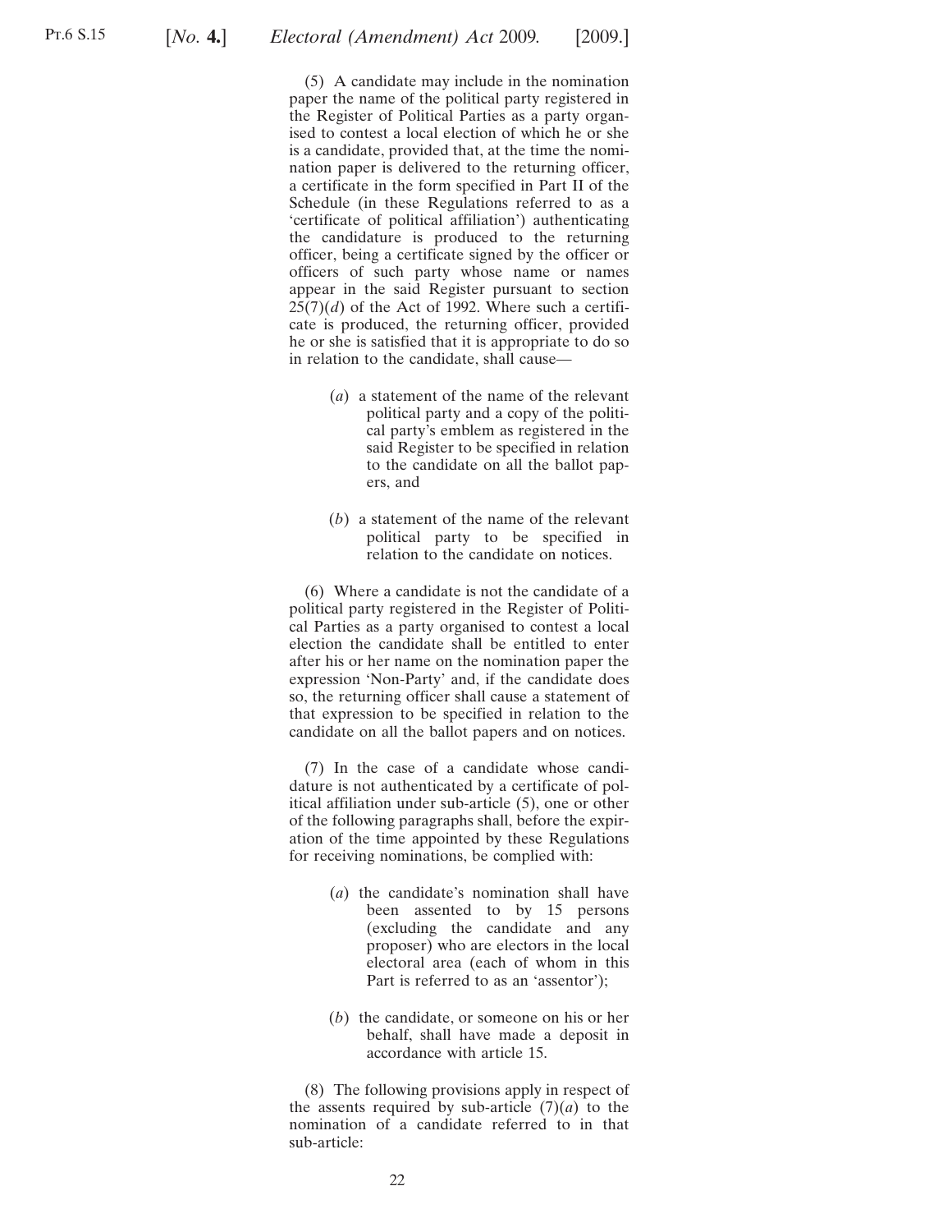(5) A candidate may include in the nomination paper the name of the political party registered in the Register of Political Parties as a party organised to contest a local election of which he or she is a candidate, provided that, at the time the nomination paper is delivered to the returning officer, a certificate in the form specified in Part II of the Schedule (in these Regulations referred to as a 'certificate of political affiliation') authenticating the candidature is produced to the returning officer, being a certificate signed by the officer or officers of such party whose name or names appear in the said Register pursuant to section 25(7)(*d*) of the Act of 1992. Where such a certificate is produced, the returning officer, provided he or she is satisfied that it is appropriate to do so in relation to the candidate, shall cause—

(*a*) a statement of the name of the relevant political party and a copy of the political party's emblem as registered in the said Register to be specified in relation to the candidate on all the ballot papers, and

(*b*) a statement of the name of the relevant political party to be specified in relation to the candidate on notices.

(6) Where a candidate is not the candidate of a political party registered in the Register of Political Parties as a party organised to contest a local election the candidate shall be entitled to enter after his or her name on the nomination paper the expression 'Non-Party' and, if the candidate does so, the returning officer shall cause a statement of that expression to be specified in relation to the candidate on all the ballot papers and on notices.

(7) In the case of a candidate whose candidature is not authenticated by a certificate of political affiliation under sub-article (5), one or other of the following paragraphs shall, before the expiration of the time appointed by these Regulations for receiving nominations, be complied with:

(*a*) the candidate's nomination shall have been assented to by 15 persons (excluding the candidate and any proposer) who are electors in the local electoral area (each of whom in this Part is referred to as an 'assentor');

(*b*) the candidate, or someone on his or her behalf, shall have made a deposit in accordance with article 15.

(8) The following provisions apply in respect of the assents required by sub-article (7)(*a*) to the nomination of a candidate referred to in that sub-article: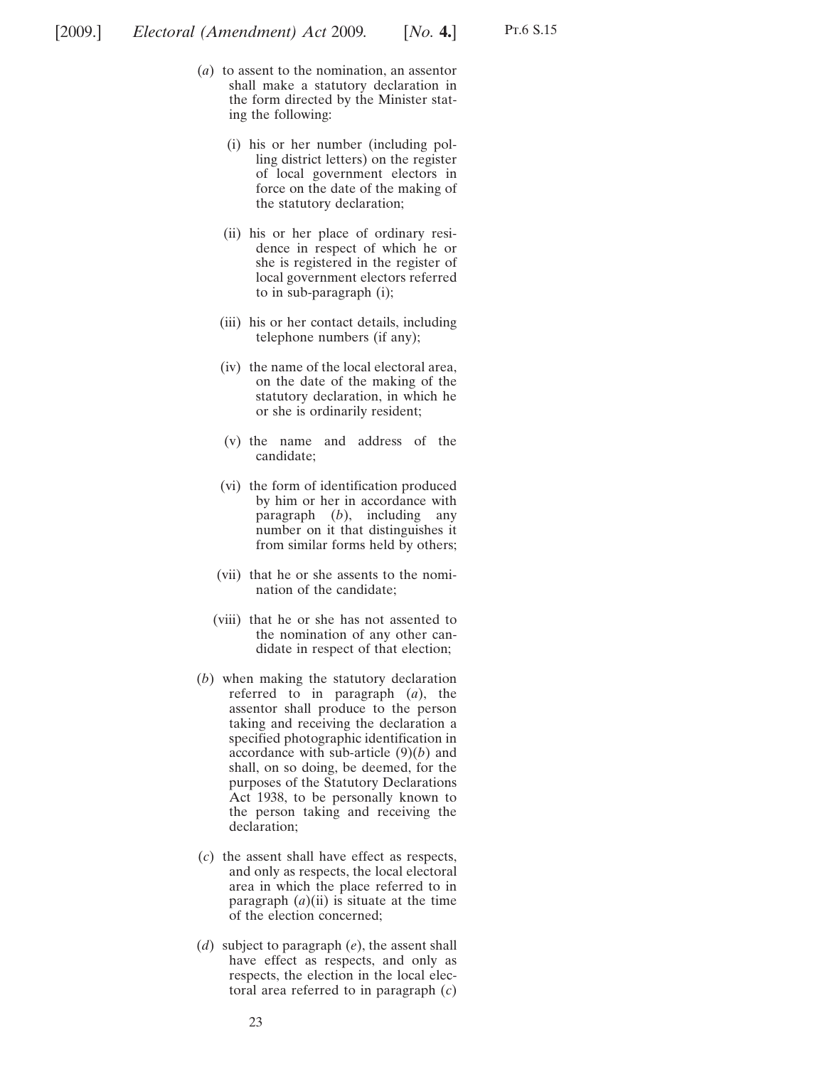(*a*) to assent to the nomination, an assentor shall make a statutory declaration in the form directed by the Minister stating the following:

(i) his or her number (including polling district letters) on the register of local government electors in force on the date of the making of the statutory declaration;

(ii) his or her place of ordinary residence in respect of which he or she is registered in the register of local government electors referred to in sub-paragraph (i);

(iii) his or her contact details, including telephone numbers (if any);

(iv) the name of the local electoral area, on the date of the making of the statutory declaration, in which he or she is ordinarily resident;

(v) the name and address of the candidate;

(vi) the form of identification produced by him or her in accordance with paragraph (*b*), including any number on it that distinguishes it from similar forms held by others;

(vii) that he or she assents to the nomination of the candidate;

(viii) that he or she has not assented to the nomination of any other candidate in respect of that election;

(*b*) when making the statutory declaration referred to in paragraph (*a*), the assentor shall produce to the person taking and receiving the declaration a specified photographic identification in accordance with sub-article (9)(*b*) and shall, on so doing, be deemed, for the purposes of the Statutory Declarations Act 1938, to be personally known to the person taking and receiving the declaration;

(*c*) the assent shall have effect as respects, and only as respects, the local electoral area in which the place referred to in paragraph (*a*)(ii) is situate at the time of the election concerned;

(*d*) subject to paragraph (*e*), the assent shall have effect as respects, and only as respects, the election in the local electoral area referred to in paragraph (*c*)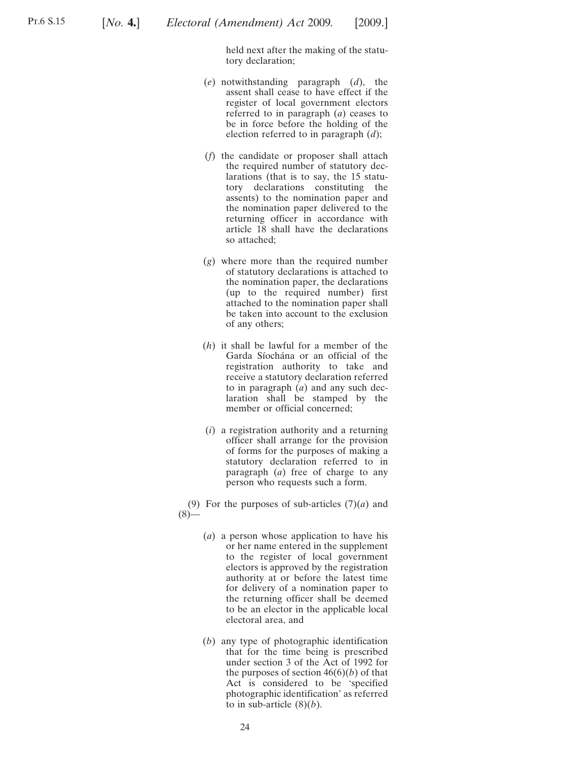held next after the making of the statutory declaration;

(*e*) notwithstanding paragraph (*d*), the assent shall cease to have effect if the register of local government electors referred to in paragraph (*a*) ceases to be in force before the holding of the election referred to in paragraph (*d*);

(*f*) the candidate or proposer shall attach the required number of statutory declarations (that is to say, the 15 statutory declarations constituting the assents) to the nomination paper and the nomination paper delivered to the returning officer in accordance with article 18 shall have the declarations so attached;

(*g*) where more than the required number of statutory declarations is attached to the nomination paper, the declarations (up to the required number) first attached to the nomination paper shall be taken into account to the exclusion of any others;

(*h*) it shall be lawful for a member of the Garda Síochána or an official of the registration authority to take and receive a statutory declaration referred to in paragraph (*a*) and any such declaration shall be stamped by the member or official concerned;

(*i*) a registration authority and a returning officer shall arrange for the provision of forms for the purposes of making a statutory declaration referred to in paragraph (*a*) free of charge to any person who requests such a form.

(9) For the purposes of sub-articles (7)(*a*) and (8)—

(*a*) a person whose application to have his or her name entered in the supplement to the register of local government electors is approved by the registration authority at or before the latest time for delivery of a nomination paper to the returning officer shall be deemed to be an elector in the applicable local electoral area, and

(*b*) any type of photographic identification that for the time being is prescribed under section 3 of the Act of 1992 for the purposes of section 46(6)(*b*) of that Act is considered to be 'specified photographic identification' as referred to in sub-article (8)(*b*).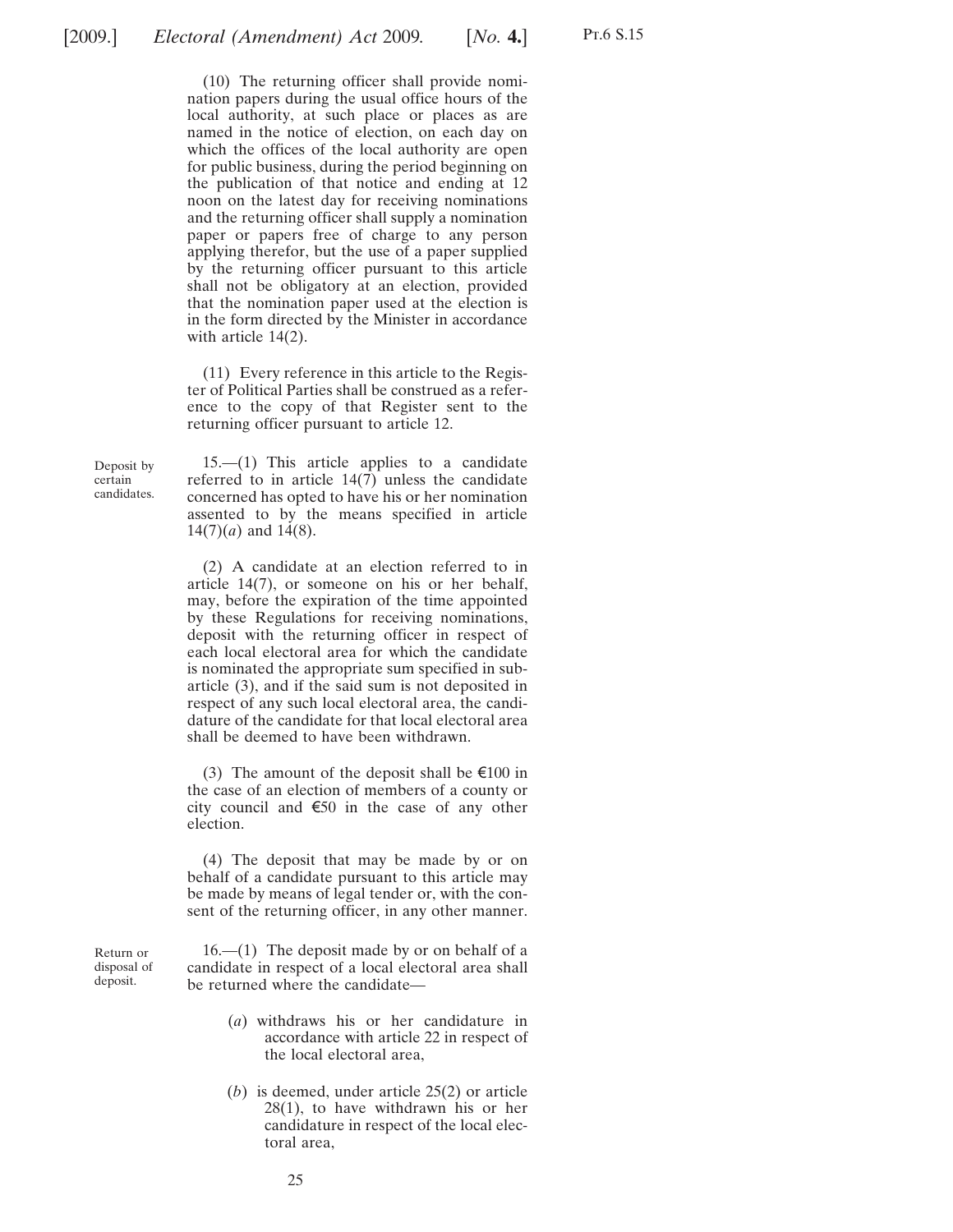(10) The returning officer shall provide nomination papers during the usual office hours of the local authority, at such place or places as are named in the notice of election, on each day on which the offices of the local authority are open for public business, during the period beginning on the publication of that notice and ending at 12 noon on the latest day for receiving nominations and the returning officer shall supply a nomination paper or papers free of charge to any person applying therefor, but the use of a paper supplied by the returning officer pursuant to this article shall not be obligatory at an election, provided that the nomination paper used at the election is in the form directed by the Minister in accordance with article 14(2).

(11) Every reference in this article to the Register of Political Parties shall be construed as a reference to the copy of that Register sent to the returning officer pursuant to article 12.

Deposit by certain candidates.

15.—(1) This article applies to a candidate referred to in article 14(7) unless the candidate concerned has opted to have his or her nomination assented to by the means specified in article 14(7)(*a*) and 14(8).

(2) A candidate at an election referred to in article 14(7), or someone on his or her behalf, may, before the expiration of the time appointed by these Regulations for receiving nominations, deposit with the returning officer in respect of each local electoral area for which the candidate is nominated the appropriate sum specified in sub-article (3), and if the said sum is not deposited in respect of any such local electoral area, the candidature of the candidate for that local electoral area shall be deemed to have been withdrawn.

(3) The amount of the deposit shall be €100 in the case of an election of members of a county or city council and €50 in the case of any other election.

(4) The deposit that may be made by or on behalf of a candidate pursuant to this article may be made by means of legal tender or, with the consent of the returning officer, in any other manner.

Return or disposal of deposit.

16.—(1) The deposit made by or on behalf of a candidate in respect of a local electoral area shall be returned where the candidate—

(*a*) withdraws his or her candidature in accordance with article 22 in respect of the local electoral area,

(*b*) is deemed, under article 25(2) or article 28(1), to have withdrawn his or her candidature in respect of the local electoral area,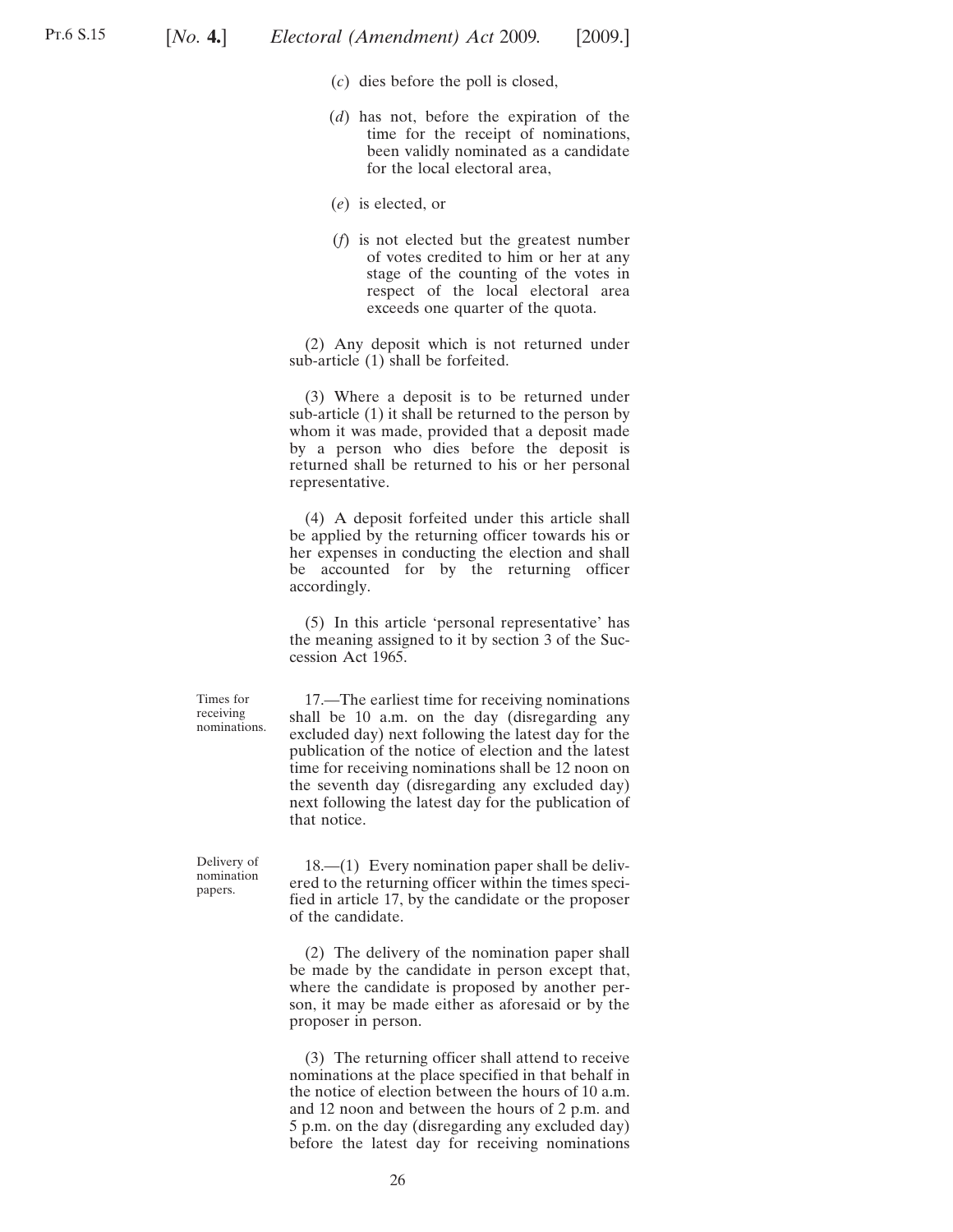(*c*) dies before the poll is closed,

(*d*) has not, before the expiration of the time for the receipt of nominations, been validly nominated as a candidate for the local electoral area,

(*e*) is elected, or

(*f*) is not elected but the greatest number of votes credited to him or her at any stage of the counting of the votes in respect of the local electoral area exceeds one quarter of the quota.

(2) Any deposit which is not returned under sub-article (1) shall be forfeited.

(3) Where a deposit is to be returned under sub-article (1) it shall be returned to the person by whom it was made, provided that a deposit made by a person who dies before the deposit is returned shall be returned to his or her personal representative.

(4) A deposit forfeited under this article shall be applied by the returning officer towards his or her expenses in conducting the election and shall be accounted for by the returning officer accordingly.

(5) In this article 'personal representative' has the meaning assigned to it by section 3 of the Succession Act 1965.

Times for receiving nominations.

17.—The earliest time for receiving nominations shall be 10 a.m. on the day (disregarding any excluded day) next following the latest day for the publication of the notice of election and the latest time for receiving nominations shall be 12 noon on the seventh day (disregarding any excluded day) next following the latest day for the publication of that notice.

Delivery of nomination papers.

18.—(1) Every nomination paper shall be delivered to the returning officer within the times specified in article 17, by the candidate or the proposer of the candidate.

(2) The delivery of the nomination paper shall be made by the candidate in person except that, where the candidate is proposed by another person, it may be made either as aforesaid or by the proposer in person.

(3) The returning officer shall attend to receive nominations at the place specified in that behalf in the notice of election between the hours of 10 a.m. and 12 noon and between the hours of 2 p.m. and 5 p.m. on the day (disregarding any excluded day) before the latest day for receiving nominations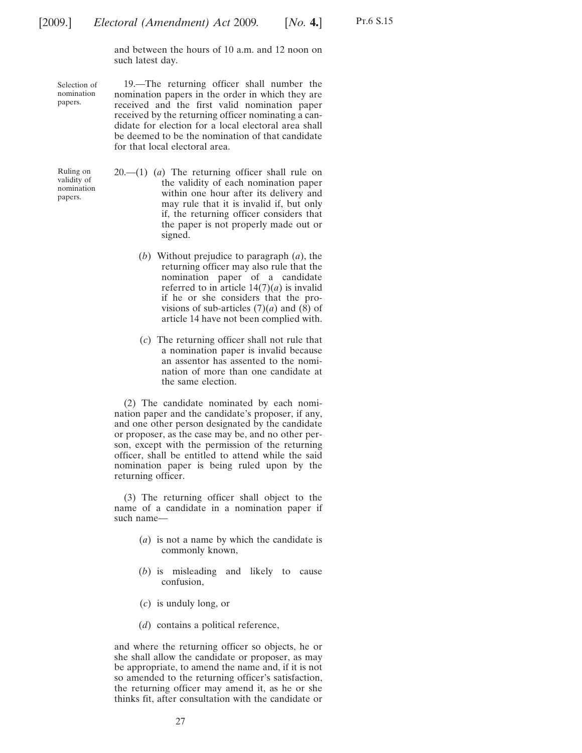and between the hours of 10 a.m. and 12 noon on such latest day.

Selection of nomination papers.

19.—The returning officer shall number the nomination papers in the order in which they are received and the first valid nomination paper received by the returning officer nominating a candidate for election for a local electoral area shall be deemed to be the nomination of that candidate for that local electoral area.

Ruling on validity of nomination papers.

20.—(1) (*a*) The returning officer shall rule on the validity of each nomination paper within one hour after its delivery and may rule that it is invalid if, but only if, the returning officer considers that the paper is not properly made out or signed.

(*b*) Without prejudice to paragraph (*a*), the returning officer may also rule that the nomination paper of a candidate referred to in article 14(7)(*a*) is invalid if he or she considers that the provisions of sub-articles (7)(*a*) and (8) of article 14 have not been complied with.

(*c*) The returning officer shall not rule that a nomination paper is invalid because an assentor has assented to the nomination of more than one candidate at the same election.

(2) The candidate nominated by each nomination paper and the candidate's proposer, if any, and one other person designated by the candidate or proposer, as the case may be, and no other person, except with the permission of the returning officer, shall be entitled to attend while the said nomination paper is being ruled upon by the returning officer.

(3) The returning officer shall object to the name of a candidate in a nomination paper if such name—

(*a*) is not a name by which the candidate is commonly known,

(*b*) is misleading and likely to cause confusion,

(*c*) is unduly long, or

(*d*) contains a political reference,

and where the returning officer so objects, he or she shall allow the candidate or proposer, as may be appropriate, to amend the name and, if it is not so amended to the returning officer's satisfaction, the returning officer may amend it, as he or she thinks fit, after consultation with the candidate or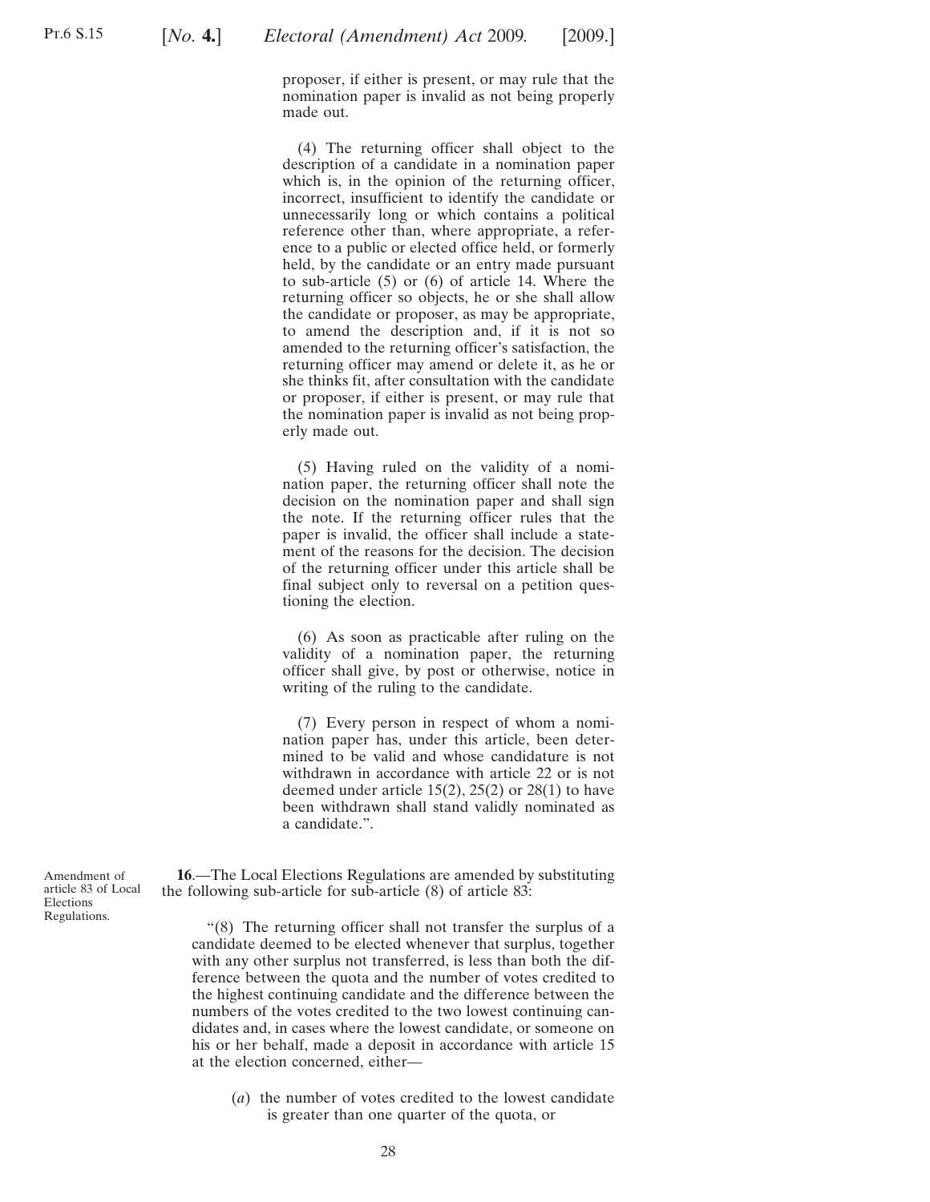proposer, if either is present, or may rule that the nomination paper is invalid as not being properly made out.

(4) The returning officer shall object to the description of a candidate in a nomination paper which is, in the opinion of the returning officer, incorrect, insufficient to identify the candidate or unnecessarily long or which contains a political reference other than, where appropriate, a reference to a public or elected office held, or formerly held, by the candidate or an entry made pursuant to sub-article (5) or (6) of article 14. Where the returning officer so objects, he or she shall allow the candidate or proposer, as may be appropriate, to amend the description and, if it is not so amended to the returning officer's satisfaction, the returning officer may amend or delete it, as he or she thinks fit, after consultation with the candidate or proposer, if either is present, or may rule that the nomination paper is invalid as not being properly made out.

(5) Having ruled on the validity of a nomination paper, the returning officer shall note the decision on the nomination paper and shall sign the note. If the returning officer rules that the paper is invalid, the officer shall include a statement of the reasons for the decision. The decision of the returning officer under this article shall be final subject only to reversal on a petition questioning the election.

(6) As soon as practicable after ruling on the validity of a nomination paper, the returning officer shall give, by post or otherwise, notice in writing of the ruling to the candidate.

(7) Every person in respect of whom a nomination paper has, under this article, been determined to be valid and whose candidature is not withdrawn in accordance with article 22 or is not deemed under article 15(2), 25(2) or 28(1) to have been withdrawn shall stand validly nominated as a candidate.".

Amendment of article 83 of Local Elections Regulations.

**16**.—The Local Elections Regulations are amended by substituting the following sub-article for sub-article (8) of article 83:

"(8) The returning officer shall not transfer the surplus of a candidate deemed to be elected whenever that surplus, together with any other surplus not transferred, is less than both the difference between the quota and the number of votes credited to the highest continuing candidate and the difference between the numbers of the votes credited to the two lowest continuing candidates and, in cases where the lowest candidate, or someone on his or her behalf, made a deposit in accordance with article 15 at the election concerned, either—

(*a*) the number of votes credited to the lowest candidate is greater than one quarter of the quota, or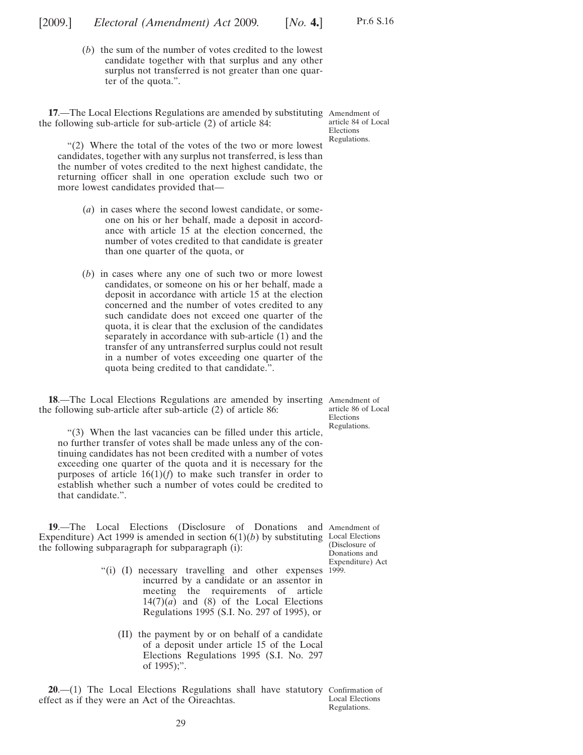(*b*) the sum of the number of votes credited to the lowest candidate together with that surplus and any other surplus not transferred is not greater than one quarter of the quota.".

**17**.—The Local Elections Regulations are amended by substituting the following sub-article for sub-article (2) of article 84:

Amendment of article 84 of Local Elections Regulations.

"(2) Where the total of the votes of the two or more lowest candidates, together with any surplus not transferred, is less than the number of votes credited to the next highest candidate, the returning officer shall in one operation exclude such two or more lowest candidates provided that—

(*a*) in cases where the second lowest candidate, or someone on his or her behalf, made a deposit in accordance with article 15 at the election concerned, the number of votes credited to that candidate is greater than one quarter of the quota, or

(*b*) in cases where any one of such two or more lowest candidates, or someone on his or her behalf, made a deposit in accordance with article 15 at the election concerned and the number of votes credited to any such candidate does not exceed one quarter of the quota, it is clear that the exclusion of the candidates separately in accordance with sub-article (1) and the transfer of any untransferred surplus could not result in a number of votes exceeding one quarter of the quota being credited to that candidate.".

**18**.—The Local Elections Regulations are amended by inserting the following sub-article after sub-article (2) of article 86:

Amendment of article 86 of Local Elections Regulations.

"(3) When the last vacancies can be filled under this article, no further transfer of votes shall be made unless any of the continuing candidates has not been credited with a number of votes exceeding one quarter of the quota and it is necessary for the purposes of article 16(1)(*f*) to make such transfer in order to establish whether such a number of votes could be credited to that candidate.".

**19**.—The Local Elections (Disclosure of Donations and Expenditure) Act 1999 is amended in section 6(1)(*b*) by substituting the following subparagraph for subparagraph (i):

Amendment of Local Elections (Disclosure of Donations and Expenditure) Act 1999.

"(i) (I) necessary travelling and other expenses incurred by a candidate or an assentor in meeting the requirements of article 14(7)(*a*) and (8) of the Local Elections Regulations 1995 (S.I. No. 297 of 1995), or

(II) the payment by or on behalf of a candidate of a deposit under article 15 of the Local Elections Regulations 1995 (S.I. No. 297 of 1995);".

**20**.—(1) The Local Elections Regulations shall have statutory effect as if they were an Act of the Oireachtas.

Confirmation of Local Elections Regulations.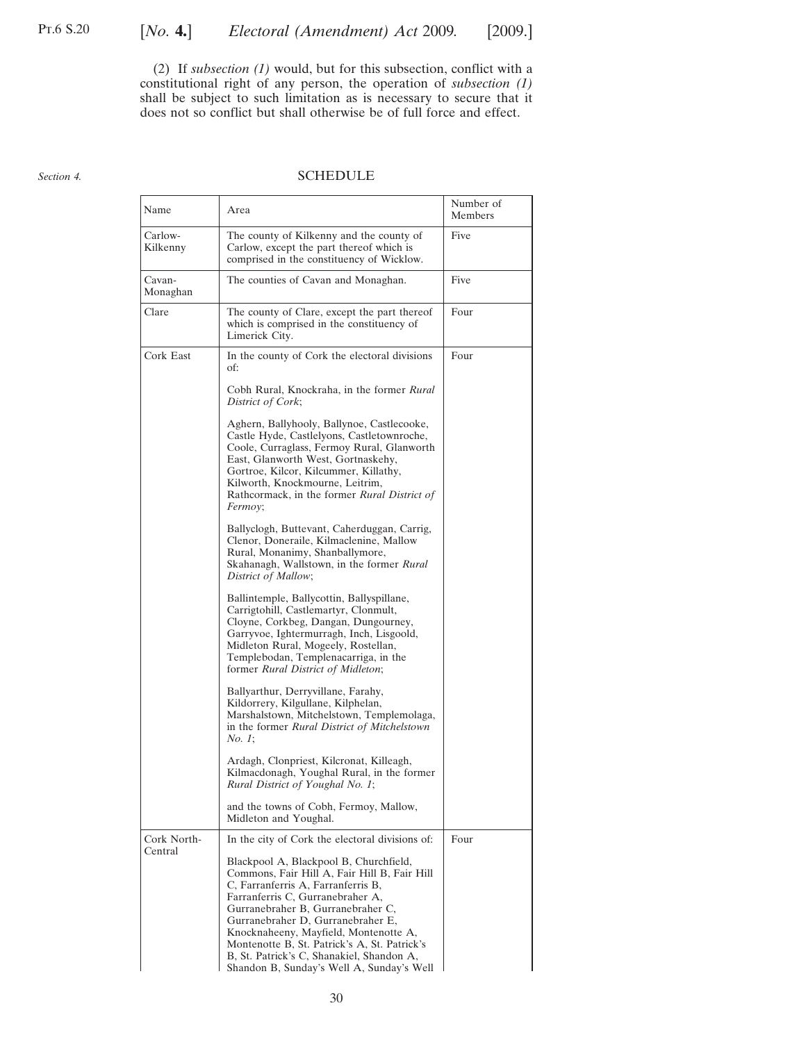(2) If *subsection (1)* would, but for this subsection, conflict with a constitutional right of any person, the operation of *subsection (1)* shall be subject to such limitation as is necessary to secure that it does not so conflict but shall otherwise be of full force and effect.

*Section 4.*

## SCHEDULE

| Name | Area | Number of Members |
|---|---|---|
| Carlow-Kilkenny | The county of Kilkenny and the county of Carlow, except the part thereof which is comprised in the constituency of Wicklow. | Five |
| Cavan-Monaghan | The counties of Cavan and Monaghan. | Five |
| Clare | The county of Clare, except the part thereof which is comprised in the constituency of Limerick City. | Four |
| Cork East | In the county of Cork the electoral divisions of: <br><br> Cobh Rural, Knockraha, in the former *Rural District of Cork*; <br><br> Aghern, Ballyhooly, Ballynoe, Castlecooke, Castle Hyde, Castlelyons, Castletownroche, Coole, Curraglass, Fermoy Rural, Glanworth East, Glanworth West, Gortnaskehy, Gortroe, Kilcor, Kilcummer, Killathy, Kilworth, Knockmourne, Leitrim, Rathcormack, in the former *Rural District of Fermoy*; <br><br> Ballyclogh, Buttevant, Caherduggan, Carrig, Clenor, Doneraile, Kilmaclenine, Mallow Rural, Monanimy, Shanballymore, Skahanagh, Wallstown, in the former *Rural District of Mallow*; <br><br> Ballintemple, Ballycottin, Ballyspillane, Carrigtohill, Castlemartyr, Clonmult, Cloyne, Corkbeg, Dangan, Dungourney, Garryvoe, Ightermurragh, Inch, Lisgoold, Midleton Rural, Mogeely, Rostellan, Templebodan, Templenacarriga, in the former *Rural District of Midleton*; <br><br> Ballyarthur, Derryvillane, Farahy, Kildorrery, Kilgullane, Kilphelan, Marshalstown, Mitchelstown, Templemolaga, in the former *Rural District of Mitchelstown No. 1*; <br><br> Ardagh, Clonpriest, Kilcronat, Killeagh, Kilmacdonagh, Youghal Rural, in the former *Rural District of Youghal No. 1*; <br><br> and the towns of Cobh, Fermoy, Mallow, Midleton and Youghal. | Four |
| Cork North-Central | In the city of Cork the electoral divisions of: <br><br> Blackpool A, Blackpool B, Churchfield, Commons, Fair Hill A, Fair Hill B, Fair Hill C, Farranferris A, Farranferris B, Farranferris C, Gurranebraher A, Gurranebraher B, Gurranebraher C, Gurranebraher D, Gurranebraher E, Knocknaheeny, Mayfield, Montenotte A, Montenotte B, St. Patrick's A, St. Patrick's B, St. Patrick's C, Shanakiel, Shandon A, Shandon B, Sunday's Well A, Sunday's Well | Four |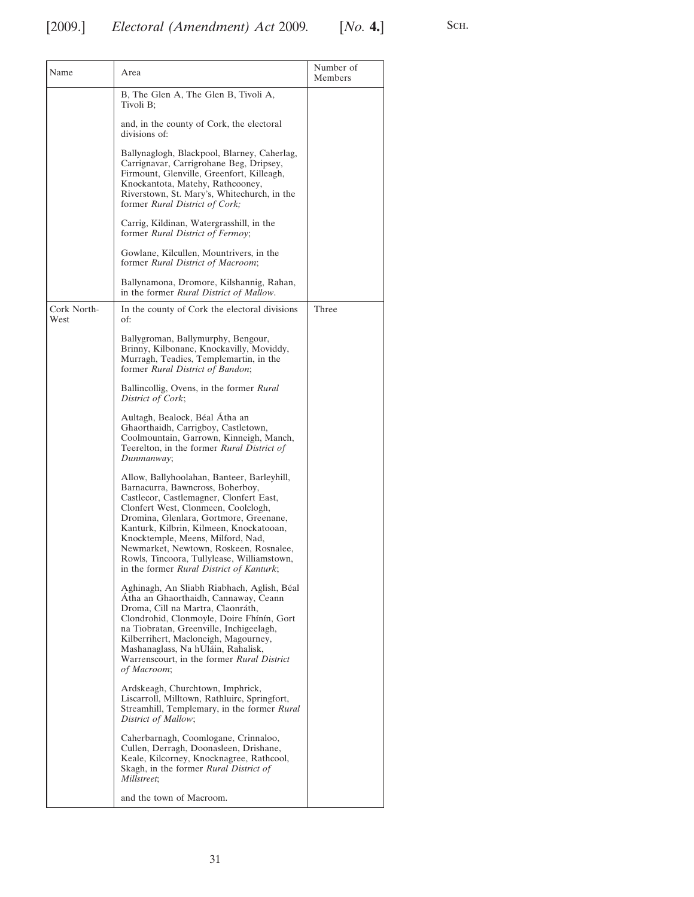| Name | Area | Number of Members |
|---|---|---|
| | B, The Glen A, The Glen B, Tivoli A, Tivoli B;<br><br>and, in the county of Cork, the electoral divisions of:<br><br>Ballynaglogh, Blackpool, Blarney, Caherlag, Carrignavar, Carrigrohane Beg, Dripsey, Firmount, Glenville, Greenfort, Killeagh, Knockantota, Matehy, Rathcooney, Riverstown, St. Mary's, Whitechurch, in the former *Rural District of Cork;*<br><br>Carrig, Kildinan, Watergrasshill, in the former *Rural District of Fermoy*;<br><br>Gowlane, Kilcullen, Mountrivers, in the former *Rural District of Macroom*;<br><br>Ballynamona, Dromore, Kilshannig, Rahan, in the former *Rural District of Mallow*. | |
| Cork North-West | In the county of Cork the electoral divisions of:<br><br>Ballygroman, Ballymurphy, Bengour, Brinny, Kilbonane, Knockavilly, Moviddy, Murragh, Teadies, Templemartin, in the former *Rural District of Bandon*;<br><br>Ballincollig, Ovens, in the former *Rural District of Cork*;<br><br>Aultagh, Bealock, Béal Átha an Ghaorthaidh, Carrigboy, Castletown, Coolmountain, Garrown, Kinneigh, Manch, Teerelton, in the former *Rural District of Dunmanway*;<br><br>Allow, Ballyhoolahan, Banteer, Barleyhill, Barnacurra, Bawncross, Boherboy, Castlecor, Castlemagner, Clonfert East, Clonfert West, Clonmeen, Coolclogh, Dromina, Glenlara, Gortmore, Greenane, Kanturk, Kilbrin, Kilmeen, Knockatooan, Knocktemple, Meens, Milford, Nad, Newmarket, Newtown, Roskeen, Rosnalee, Rowls, Tincoora, Tullylease, Williamstown, in the former *Rural District of Kanturk*;<br><br>Aghinagh, An Sliabh Riabhach, Aglish, Béal Átha an Ghaorthaidh, Cannaway, Ceann Droma, Cill na Martra, Claonráth, Clondrohid, Clonmoyle, Doire Fhínín, Gort na Tiobratan, Greenville, Inchigeelagh, Kilberrihert, Macloneigh, Magourney, Mashanaglass, Na hUláin, Rahalisk, Warrenscourt, in the former *Rural District of Macroom*;<br><br>Ardskeagh, Churchtown, Imphrick, Liscarroll, Milltown, Rathluirc, Springfort, Streamhill, Templemary, in the former *Rural District of Mallow*;<br><br>Caherbarnagh, Coomlogane, Crinnaloo, Cullen, Derragh, Doonasleen, Drishane, Keale, Kilcorney, Knocknagree, Rathcool, Skagh, in the former *Rural District of Millstreet*;<br><br>and the town of Macroom. | Three |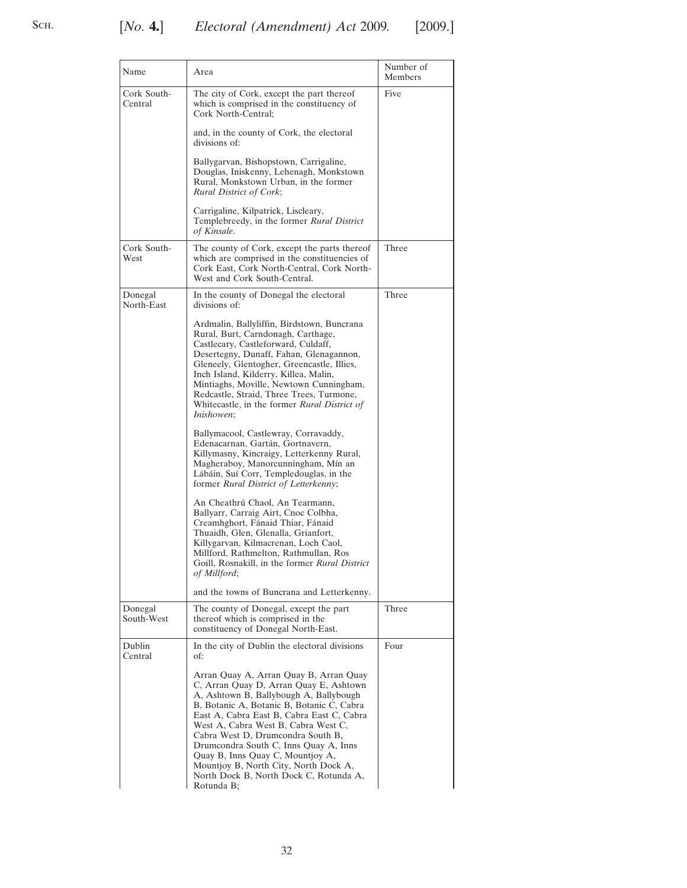| Name | Area | Number of Members |
|---|---|---|
| Cork South-Central | The city of Cork, except the part thereof which is comprised in the constituency of Cork North-Central;<br><br>and, in the county of Cork, the electoral divisions of:<br><br>Ballygarvan, Bishopstown, Carrigaline, Douglas, Iniskenny, Lehenagh, Monkstown Rural, Monkstown Urban, in the former *Rural District of Cork*;<br><br>Carrigaline, Kilpatrick, Liscleary, Templebreedy, in the former *Rural District of Kinsale*. | Five |
| Cork South-West | The county of Cork, except the parts thereof which are comprised in the constituencies of Cork East, Cork North-Central, Cork North-West and Cork South-Central. | Three |
| Donegal North-East | In the county of Donegal the electoral divisions of:<br><br>Ardmalin, Ballyliffin, Birdstown, Buncrana Rural, Burt, Carndonagh, Carthage, Castlecary, Castleforward, Culdaff, Desertegny, Dunaff, Fahan, Glenagannon, Gleneely, Glentogher, Greencastle, Illies, Inch Island, Kilderry, Killea, Malin, Mintiaghs, Moville, Newtown Cunningham, Redcastle, Straid, Three Trees, Turmone, Whitecastle, in the former *Rural District of Inishowen*;<br><br>Ballymacool, Castlewray, Corravaddy, Edenacarnan, Gartán, Gortnavern, Killymasny, Kincraigy, Letterkenny Rural, Magheraboy, Manorcunningham, Mín an Lábáin, Suí Corr, Templedouglas, in the former *Rural District of Letterkenny*;<br><br>An Cheathrú Chaol, An Tearmann, Ballyarr, Carraig Airt, Cnoc Colbha, Creamhghort, Fánaid Thiar, Fánaid Thuaidh, Glen, Glenalla, Grianfort, Killygarvan, Kilmacrenan, Loch Caol, Millford, Rathmelton, Rathmullan, Ros Goill, Rosnakill, in the former *Rural District of Millford*;<br><br>and the towns of Buncrana and Letterkenny. | Three |
| Donegal South-West | The county of Donegal, except the part thereof which is comprised in the constituency of Donegal North-East. | Three |
| Dublin Central | In the city of Dublin the electoral divisions of:<br><br>Arran Quay A, Arran Quay B, Arran Quay C, Arran Quay D, Arran Quay E, Ashtown A, Ashtown B, Ballybough A, Ballybough B, Botanic A, Botanic B, Botanic C, Cabra East A, Cabra East B, Cabra East C, Cabra West A, Cabra West B, Cabra West C, Cabra West D, Drumcondra South B, Drumcondra South C, Inns Quay A, Inns Quay B, Inns Quay C, Mountjoy A, Mountjoy B, North City, North Dock A, North Dock B, North Dock C, Rotunda A, Rotunda B; | Four |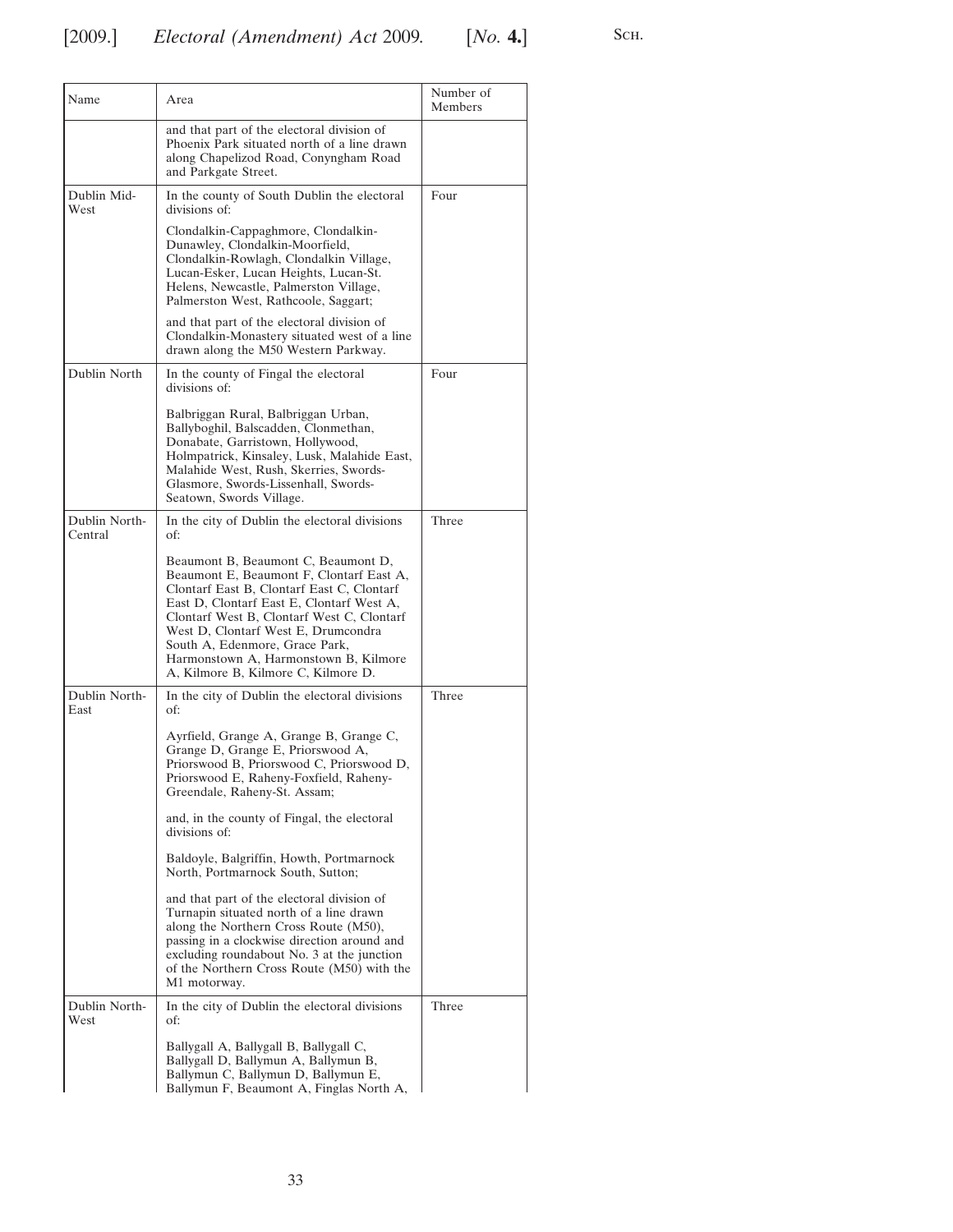| Name | Area | Number of Members |
|---|---|---|
| | and that part of the electoral division of Phoenix Park situated north of a line drawn along Chapelizod Road, Conyngham Road and Parkgate Street. | |
| Dublin Mid-West | In the county of South Dublin the electoral divisions of: Clondalkin-Cappaghmore, Clondalkin-Dunawley, Clondalkin-Moorfield, Clondalkin-Rowlagh, Clondalkin Village, Lucan-Esker, Lucan Heights, Lucan-St. Helens, Newcastle, Palmerston Village, Palmerston West, Rathcoole, Saggart; and that part of the electoral division of Clondalkin-Monastery situated west of a line drawn along the M50 Western Parkway. | Four |
| Dublin North | In the county of Fingal the electoral divisions of: Balbriggan Rural, Balbriggan Urban, Ballyboghil, Balscadden, Clonmethan, Donabate, Garristown, Hollywood, Holmpatrick, Kinsaley, Lusk, Malahide East, Malahide West, Rush, Skerries, Swords-Glasmore, Swords-Lissenhall, Swords-Seatown, Swords Village. | Four |
| Dublin North-Central | In the city of Dublin the electoral divisions of: Beaumont B, Beaumont C, Beaumont D, Beaumont E, Beaumont F, Clontarf East A, Clontarf East B, Clontarf East C, Clontarf East D, Clontarf East E, Clontarf West A, Clontarf West B, Clontarf West C, Clontarf West D, Clontarf West E, Drumcondra South A, Edenmore, Grace Park, Harmonstown A, Harmonstown B, Kilmore A, Kilmore B, Kilmore C, Kilmore D. | Three |
| Dublin North-East | In the city of Dublin the electoral divisions of: Ayrfield, Grange A, Grange B, Grange C, Grange D, Grange E, Priorswood A, Priorswood B, Priorswood C, Priorswood D, Priorswood E, Raheny-Foxfield, Raheny-Greendale, Raheny-St. Assam; and, in the county of Fingal, the electoral divisions of: Baldoyle, Balgriffin, Howth, Portmarnock North, Portmarnock South, Sutton; and that part of the electoral division of Turnapin situated north of a line drawn along the Northern Cross Route (M50), passing in a clockwise direction around and excluding roundabout No. 3 at the junction of the Northern Cross Route (M50) with the M1 motorway. | Three |
| Dublin North-West | In the city of Dublin the electoral divisions of: Ballygall A, Ballygall B, Ballygall C, Ballygall D, Ballymun A, Ballymun B, Ballymun C, Ballymun D, Ballymun E, Ballymun F, Beaumont A, Finglas North A, | Three |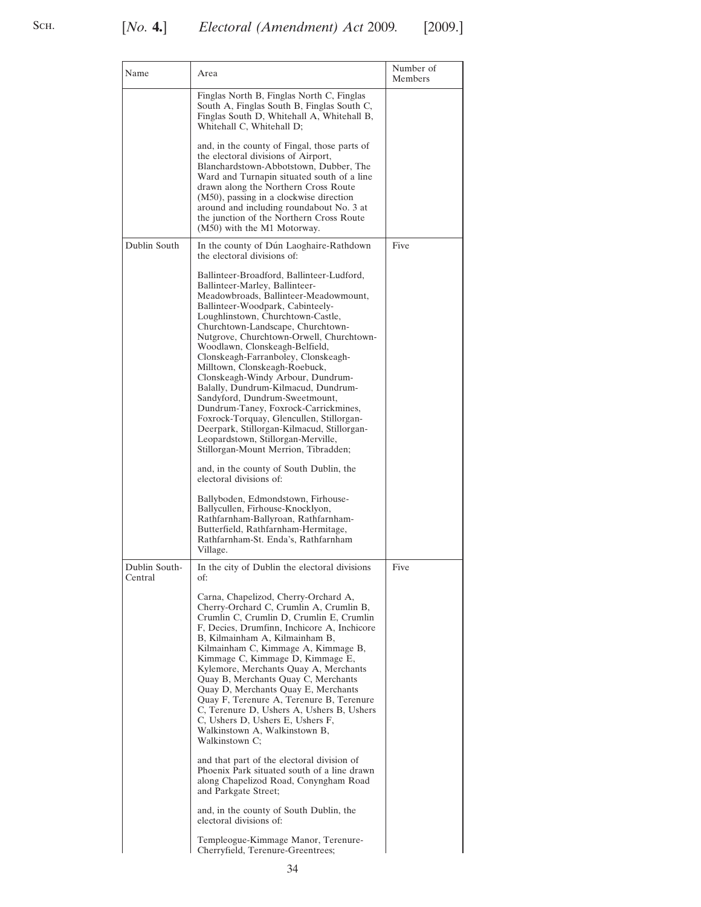| Name | Area | Number of Members |
|---|---|---|
| | Finglas North B, Finglas North C, Finglas South A, Finglas South B, Finglas South C, Finglas South D, Whitehall A, Whitehall B, Whitehall C, Whitehall D;<br><br>and, in the county of Fingal, those parts of the electoral divisions of Airport, Blanchardstown-Abbotstown, Dubber, The Ward and Turnapin situated south of a line drawn along the Northern Cross Route (M50), passing in a clockwise direction around and including roundabout No. 3 at the junction of the Northern Cross Route (M50) with the M1 Motorway. | |
| Dublin South | In the county of Dún Laoghaire-Rathdown the electoral divisions of:<br><br>Ballinteer-Broadford, Ballinteer-Ludford, Ballinteer-Marley, Ballinteer-Meadowbroads, Ballinteer-Meadowmount, Ballinteer-Woodpark, Cabinteely-Loughlinstown, Churchtown-Castle, Churchtown-Landscape, Churchtown-Nutgrove, Churchtown-Orwell, Churchtown-Woodlawn, Clonskeagh-Belfield, Clonskeagh-Farranboley, Clonskeagh-Milltown, Clonskeagh-Roebuck, Clonskeagh-Windy Arbour, Dundrum-Balally, Dundrum-Kilmacud, Dundrum-Sandyford, Dundrum-Sweetmount, Dundrum-Taney, Foxrock-Carrickmines, Foxrock-Torquay, Glencullen, Stillorgan-Deerpark, Stillorgan-Kilmacud, Stillorgan-Leopardstown, Stillorgan-Merville, Stillorgan-Mount Merrion, Tibradden;<br><br>and, in the county of South Dublin, the electoral divisions of:<br><br>Ballyboden, Edmondstown, Firhouse-Ballycullen, Firhouse-Knocklyon, Rathfarnham-Ballyroan, Rathfarnham-Butterfield, Rathfarnham-Hermitage, Rathfarnham-St. Enda's, Rathfarnham Village. | Five |
| Dublin South-Central | In the city of Dublin the electoral divisions of:<br><br>Carna, Chapelizod, Cherry-Orchard A, Cherry-Orchard C, Crumlin A, Crumlin B, Crumlin C, Crumlin D, Crumlin E, Crumlin F, Decies, Drumfinn, Inchicore A, Inchicore B, Kilmainham A, Kilmainham B, Kilmainham C, Kimmage A, Kimmage B, Kimmage C, Kimmage D, Kimmage E, Kylemore, Merchants Quay A, Merchants Quay B, Merchants Quay C, Merchants Quay D, Merchants Quay E, Merchants Quay F, Terenure A, Terenure B, Terenure C, Terenure D, Ushers A, Ushers B, Ushers C, Ushers D, Ushers E, Ushers F, Walkinstown A, Walkinstown B, Walkinstown C;<br><br>and that part of the electoral division of Phoenix Park situated south of a line drawn along Chapelizod Road, Conyngham Road and Parkgate Street;<br><br>and, in the county of South Dublin, the electoral divisions of:<br><br>Templeogue-Kimmage Manor, Terenure-Cherryfield, Terenure-Greentrees; | Five |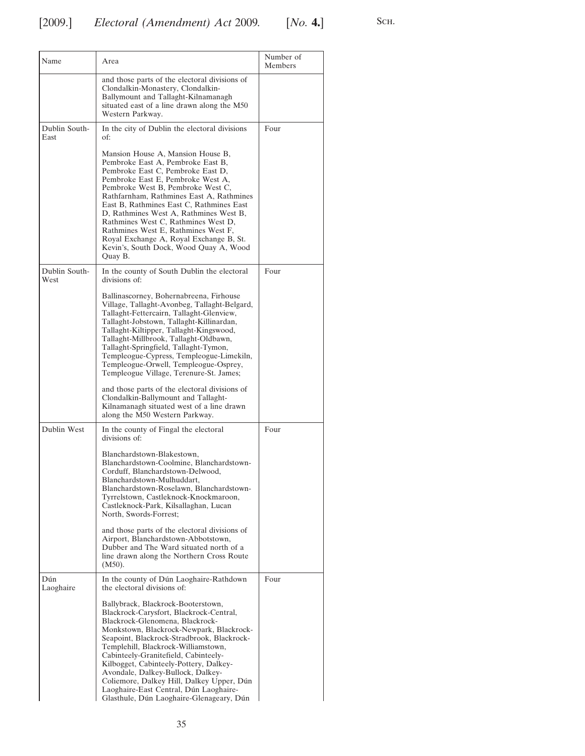| Name | Area | Number of Members |
|---|---|---|
| | and those parts of the electoral divisions of Clondalkin-Monastery, Clondalkin-Ballymount and Tallaght-Kilnamanagh situated east of a line drawn along the M50 Western Parkway. | |
| Dublin South-East | In the city of Dublin the electoral divisions of:<br><br>Mansion House A, Mansion House B, Pembroke East A, Pembroke East B, Pembroke East C, Pembroke East D, Pembroke East E, Pembroke West A, Pembroke West B, Pembroke West C, Rathfarnham, Rathmines East A, Rathmines East B, Rathmines East C, Rathmines East D, Rathmines West A, Rathmines West B, Rathmines West C, Rathmines West D, Rathmines West E, Rathmines West F, Royal Exchange A, Royal Exchange B, St. Kevin's, South Dock, Wood Quay A, Wood Quay B. | Four |
| Dublin South-West | In the county of South Dublin the electoral divisions of:<br><br>Ballinascorney, Bohernabreena, Firhouse Village, Tallaght-Avonbeg, Tallaght-Belgard, Tallaght-Fettercairn, Tallaght-Glenview, Tallaght-Jobstown, Tallaght-Killinardan, Tallaght-Kiltipper, Tallaght-Kingswood, Tallaght-Millbrook, Tallaght-Oldbawn, Tallaght-Springfield, Tallaght-Tymon, Templeogue-Cypress, Templeogue-Limekiln, Templeogue-Orwell, Templeogue-Osprey, Templeogue Village, Terenure-St. James;<br><br>and those parts of the electoral divisions of Clondalkin-Ballymount and Tallaght-Kilnamanagh situated west of a line drawn along the M50 Western Parkway. | Four |
| Dublin West | In the county of Fingal the electoral divisions of:<br><br>Blanchardstown-Blakestown, Blanchardstown-Coolmine, Blanchardstown-Corduff, Blanchardstown-Delwood, Blanchardstown-Mulhuddart, Blanchardstown-Roselawn, Blanchardstown-Tyrrelstown, Castleknock-Knockmaroon, Castleknock-Park, Kilsallaghan, Lucan North, Swords-Forrest;<br><br>and those parts of the electoral divisions of Airport, Blanchardstown-Abbotstown, Dubber and The Ward situated north of a line drawn along the Northern Cross Route (M50). | Four |
| Dún Laoghaire | In the county of Dún Laoghaire-Rathdown the electoral divisions of:<br><br>Ballybrack, Blackrock-Booterstown, Blackrock-Carysfort, Blackrock-Central, Blackrock-Glenomena, Blackrock-Monkstown, Blackrock-Newpark, Blackrock-Seapoint, Blackrock-Stradbrook, Blackrock-Templehill, Blackrock-Williamstown, Cabinteely-Granitefield, Cabinteely-Kilbogget, Cabinteely-Pottery, Dalkey-Avondale, Dalkey-Bullock, Dalkey-Coliemore, Dalkey Hill, Dalkey Upper, Dún Laoghaire-East Central, Dún Laoghaire-Glasthule, Dún Laoghaire-Glenageary, Dún | Four |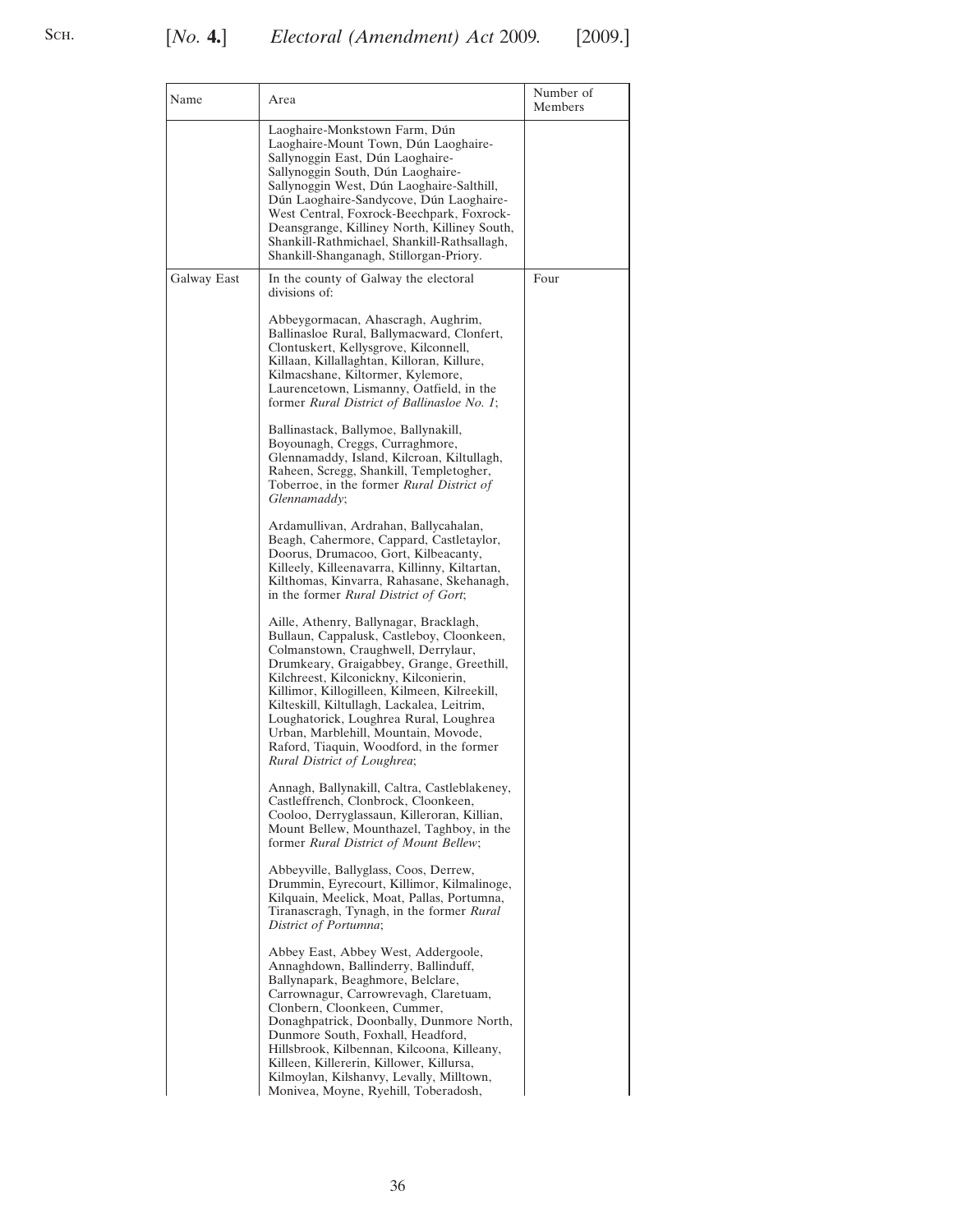| Name | Area | Number of Members |
|---|---|---|
| | Laoghaire-Monkstown Farm, Dún Laoghaire-Mount Town, Dún Laoghaire-Sallynoggin East, Dún Laoghaire-Sallynoggin South, Dún Laoghaire-Sallynoggin West, Dún Laoghaire-Salthill, Dún Laoghaire-Sandycove, Dún Laoghaire-West Central, Foxrock-Beechpark, Foxrock-Deansgrange, Killiney North, Killiney South, Shankill-Rathmichael, Shankill-Rathsallagh, Shankill-Shanganagh, Stillorgan-Priory. | |
| Galway East | In the county of Galway the electoral divisions of:<br><br>Abbeygormacan, Ahascragh, Aughrim, Ballinasloe Rural, Ballymacward, Clonfert, Clontuskert, Kellysgrove, Kilconnell, Killaan, Killallaghtan, Killoran, Killure, Kilmacshane, Kiltormer, Kylemore, Laurencetown, Lismanny, Oatfield, in the former *Rural District of Ballinasloe No. 1*;<br><br>Ballinastack, Ballymoe, Ballynakill, Boyounagh, Creggs, Curraghmore, Glennamaddy, Island, Kilcroan, Kiltullagh, Raheen, Scregg, Shankill, Templetogher, Toberroe, in the former *Rural District of Glennamaddy*;<br><br>Ardamullivan, Ardrahan, Ballycahalan, Beagh, Cahermore, Cappard, Castletaylor, Doorus, Drumacoo, Gort, Kilbeacanty, Killeely, Killeenavarra, Killinny, Kiltartan, Kilthomas, Kinvarra, Rahasane, Skehanagh, in the former *Rural District of Gort*;<br><br>Aille, Athenry, Ballynagar, Bracklagh, Bullaun, Cappalusk, Castleboy, Cloonkeen, Colmanstown, Craughwell, Derrylaur, Drumkeary, Graigabbey, Grange, Greethill, Kilchreest, Kilconickny, Kilconierin, Killimor, Killogilleen, Kilmeen, Kilreekill, Kilteskill, Kiltullagh, Lackalea, Leitrim, Loughatorick, Loughrea Rural, Loughrea Urban, Marblehill, Mountain, Movode, Raford, Tiaquin, Woodford, in the former *Rural District of Loughrea*;<br><br>Annagh, Ballynakill, Caltra, Castleblakeney, Castleffrench, Clonbrock, Cloonkeen, Cooloo, Derryglassaun, Killeroran, Killian, Mount Bellew, Mounthazel, Taghboy, in the former *Rural District of Mount Bellew*;<br><br>Abbeyville, Ballyglass, Coos, Derrew, Drummin, Eyrecourt, Killimor, Kilmalinoge, Kilquain, Meelick, Moat, Pallas, Portumna, Tiranascragh, Tynagh, in the former *Rural District of Portumna*;<br><br>Abbey East, Abbey West, Addergoole, Annaghdown, Ballinderry, Ballinduff, Ballynapark, Beaghmore, Belclare, Carrownagur, Carrowrevagh, Claretuam, Clonbern, Cloonkeen, Cummer, Donaghpatrick, Doonbally, Dunmore North, Dunmore South, Foxhall, Headford, Hillsbrook, Kilbennan, Kilcoona, Killeany, Killeen, Killererin, Killower, Killursa, Kilmoylan, Kilshanvy, Levally, Milltown, Monivea, Moyne, Ryehill, Toberadosh, | Four |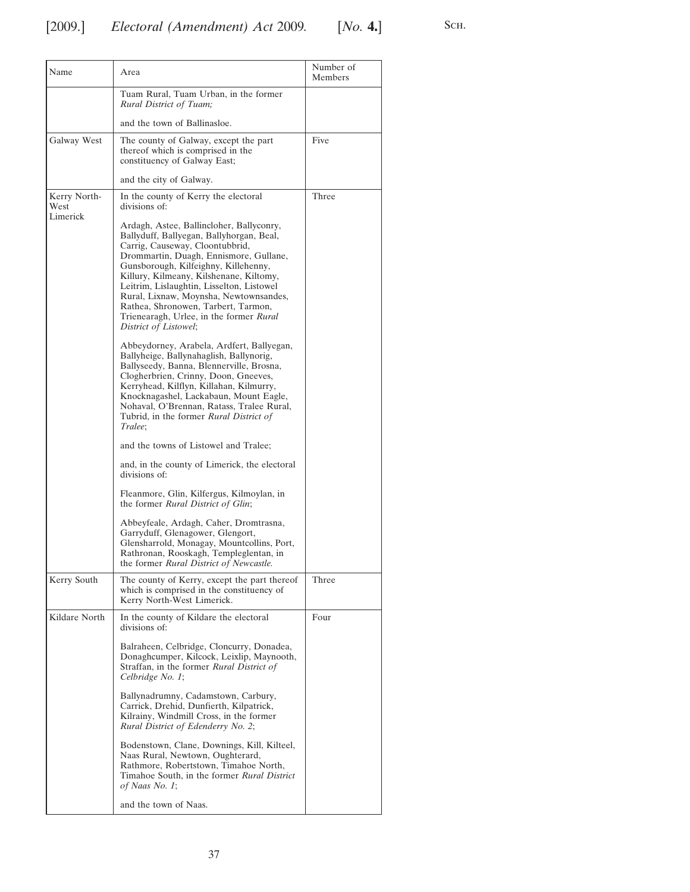| Name | Area | Number of Members |
|---|---|---|
| | Tuam Rural, Tuam Urban, in the former *Rural District of Tuam;*<br><br>and the town of Ballinasloe. | |
| Galway West | The county of Galway, except the part thereof which is comprised in the constituency of Galway East;<br><br>and the city of Galway. | Five |
| Kerry North-West Limerick | In the county of Kerry the electoral divisions of:<br><br>Ardagh, Astee, Ballincloher, Ballyconry, Ballyduff, Ballyegan, Ballyhorgan, Beal, Carrig, Causeway, Cloontubbrid, Drommartin, Duagh, Ennismore, Gullane, Gunsborough, Kilfeighny, Killehenny, Killury, Kilmeany, Kilshenane, Kiltomy, Leitrim, Lislaughtin, Lisselton, Listowel Rural, Lixnaw, Moynsha, Newtownsandes, Rathea, Shronowen, Tarbert, Tarmon, Trienearagh, Urlee, in the former *Rural District of Listowel*;<br><br>Abbeydorney, Arabela, Ardfert, Ballyegan, Ballyheige, Ballynahaglish, Ballynorig, Ballyseedy, Banna, Blennerville, Brosna, Clogherbrien, Crinny, Doon, Gneeves, Kerryhead, Kilflyn, Killahan, Kilmurry, Knocknagashel, Lackabaun, Mount Eagle, Nohaval, O'Brennan, Ratass, Tralee Rural, Tubrid, in the former *Rural District of Tralee*;<br><br>and the towns of Listowel and Tralee;<br><br>and, in the county of Limerick, the electoral divisions of:<br><br>Fleanmore, Glin, Kilfergus, Kilmoylan, in the former *Rural District of Glin*;<br><br>Abbeyfeale, Ardagh, Caher, Dromtrasna, Garryduff, Glenagower, Glengort, Glensharrold, Monagay, Mountcollins, Port, Rathronan, Rooskagh, Templeglentan, in the former *Rural District of Newcastle.* | Three |
| Kerry South | The county of Kerry, except the part thereof which is comprised in the constituency of Kerry North-West Limerick. | Three |
| Kildare North | In the county of Kildare the electoral divisions of:<br><br>Balraheen, Celbridge, Cloncurry, Donadea, Donaghcumper, Kilcock, Leixlip, Maynooth, Straffan, in the former *Rural District of Celbridge No. 1*;<br><br>Ballynadrumny, Cadamstown, Carbury, Carrick, Drehid, Dunfierth, Kilpatrick, Kilrainy, Windmill Cross, in the former *Rural District of Edenderry No. 2*;<br><br>Bodenstown, Clane, Downings, Kill, Kilteel, Naas Rural, Newtown, Oughterard, Rathmore, Robertstown, Timahoe North, Timahoe South, in the former *Rural District of Naas No. 1*;<br><br>and the town of Naas. | Four |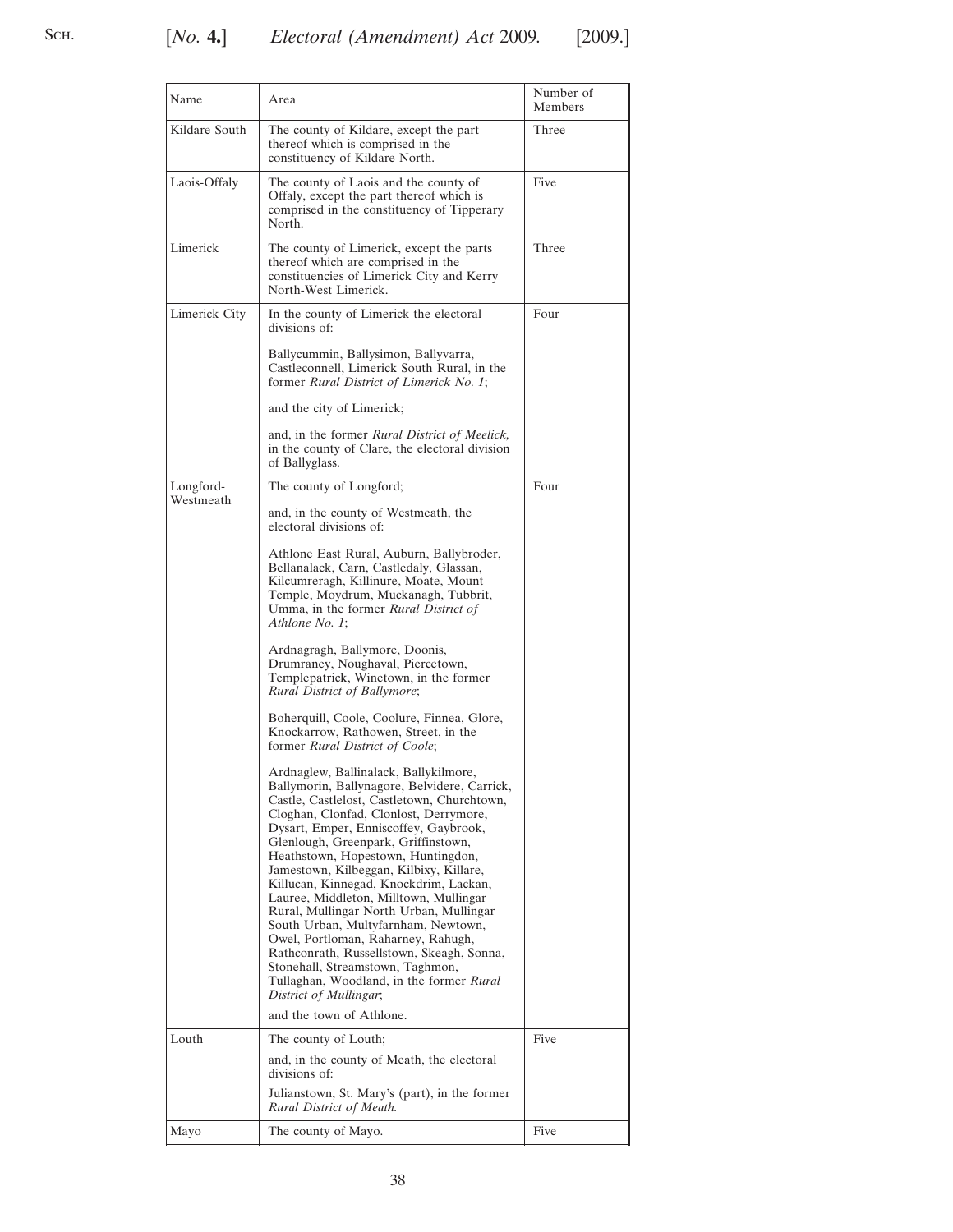| Name | Area | Number of Members |
|---|---|---|
| Kildare South | The county of Kildare, except the part thereof which is comprised in the constituency of Kildare North. | Three |
| Laois-Offaly | The county of Laois and the county of Offaly, except the part thereof which is comprised in the constituency of Tipperary North. | Five |
| Limerick | The county of Limerick, except the parts thereof which are comprised in the constituencies of Limerick City and Kerry North-West Limerick. | Three |
| Limerick City | In the county of Limerick the electoral divisions of: <br><br> Ballycummin, Ballysimon, Ballyvarra, Castleconnell, Limerick South Rural, in the former *Rural District of Limerick No. 1*; <br><br> and the city of Limerick; <br><br> and, in the former *Rural District of Meelick,* in the county of Clare, the electoral division of Ballyglass. | Four |
| Longford-Westmeath | The county of Longford; <br><br> and, in the county of Westmeath, the electoral divisions of: <br><br> Athlone East Rural, Auburn, Ballybroder, Bellanalack, Carn, Castledaly, Glassan, Kilcumreragh, Killinure, Moate, Mount Temple, Moydrum, Muckanagh, Tubbrit, Umma, in the former *Rural District of Athlone No. 1*; <br><br> Ardnagragh, Ballymore, Doonis, Drumraney, Noughaval, Piercetown, Templepatrick, Winetown, in the former *Rural District of Ballymore*; <br><br> Boherquill, Coole, Coolure, Finnea, Glore, Knockarrow, Rathowen, Street, in the former *Rural District of Coole*; <br><br> Ardnaglew, Ballinalack, Ballykilmore, Ballymorin, Ballynagore, Belvidere, Carrick, Castle, Castlelost, Castletown, Churchtown, Cloghan, Clonfad, Clonlost, Derrymore, Dysart, Emper, Enniscoffey, Gaybrook, Glenlough, Greenpark, Griffinstown, Heathstown, Hopestown, Huntingdon, Jamestown, Kilbeggan, Kilbixy, Killare, Killucan, Kinnegad, Knockdrim, Lackan, Lauree, Middleton, Milltown, Mullingar Rural, Mullingar North Urban, Mullingar South Urban, Multyfarnham, Newtown, Owel, Portloman, Raharney, Rahugh, Rathconrath, Russellstown, Skeagh, Sonna, Stonehall, Streamstown, Taghmon, Tullaghan, Woodland, in the former *Rural District of Mullingar*; <br><br> and the town of Athlone. | Four |
| Louth | The county of Louth; <br><br> and, in the county of Meath, the electoral divisions of: <br><br> Julianstown, St. Mary's (part), in the former *Rural District of Meath.* | Five |
| Mayo | The county of Mayo. | Five |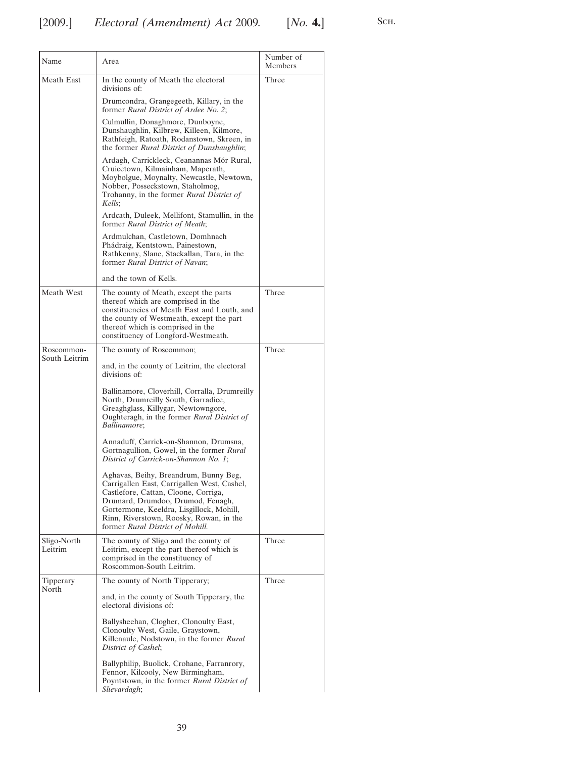| Name | Area | Number of Members |
|---|---|---|
| Meath East | In the county of Meath the electoral divisions of:<br><br>Drumcondra, Grangegeeth, Killary, in the former *Rural District of Ardee No. 2*;<br><br>Culmullin, Donaghmore, Dunboyne, Dunshaughlin, Kilbrew, Killeen, Kilmore, Rathfeigh, Ratoath, Rodanstown, Skreen, in the former *Rural District of Dunshaughlin*;<br><br>Ardagh, Carrickleck, Ceanannas Mór Rural, Cruicetown, Kilmainham, Maperath, Moybolgue, Moynalty, Newcastle, Newtown, Nobber, Posseckstown, Staholmog, Trohanny, in the former *Rural District of Kells*;<br><br>Ardcath, Duleek, Mellifont, Stamullin, in the former *Rural District of Meath*;<br><br>Ardmulchan, Castletown, Domhnach Phádraig, Kentstown, Painestown, Rathkenny, Slane, Stackallan, Tara, in the former *Rural District of Navan*;<br><br>and the town of Kells. | Three |
| Meath West | The county of Meath, except the parts thereof which are comprised in the constituencies of Meath East and Louth, and the county of Westmeath, except the part thereof which is comprised in the constituency of Longford-Westmeath. | Three |
| Roscommon-South Leitrim | The county of Roscommon;<br><br>and, in the county of Leitrim, the electoral divisions of:<br><br>Ballinamore, Cloverhill, Corralla, Drumreilly North, Drumreilly South, Garradice, Greaghglass, Killygar, Newtowngore, Oughteragh, in the former *Rural District of Ballinamore*;<br><br>Annaduff, Carrick-on-Shannon, Drumsna, Gortnagullion, Gowel, in the former *Rural District of Carrick-on-Shannon No. 1*;<br><br>Aghavas, Beihy, Breandrum, Bunny Beg, Carrigallen East, Carrigallen West, Cashel, Castlefore, Cattan, Cloone, Corriga, Drumard, Drumdoo, Drumod, Fenagh, Gortermone, Keeldra, Lisgillock, Mohill, Rinn, Riverstown, Roosky, Rowan, in the former *Rural District of Mohill.* | Three |
| Sligo-North Leitrim | The county of Sligo and the county of Leitrim, except the part thereof which is comprised in the constituency of Roscommon-South Leitrim. | Three |
| Tipperary North | The county of North Tipperary;<br><br>and, in the county of South Tipperary, the electoral divisions of:<br><br>Ballysheehan, Clogher, Clonoulty East, Clonoulty West, Gaile, Graystown, Killenaule, Nodstown, in the former *Rural District of Cashel*;<br><br>Ballyphilip, Buolick, Crohane, Farranrory, Fennor, Kilcooly, New Birmingham, Poyntstown, in the former *Rural District of Slievardagh*; | |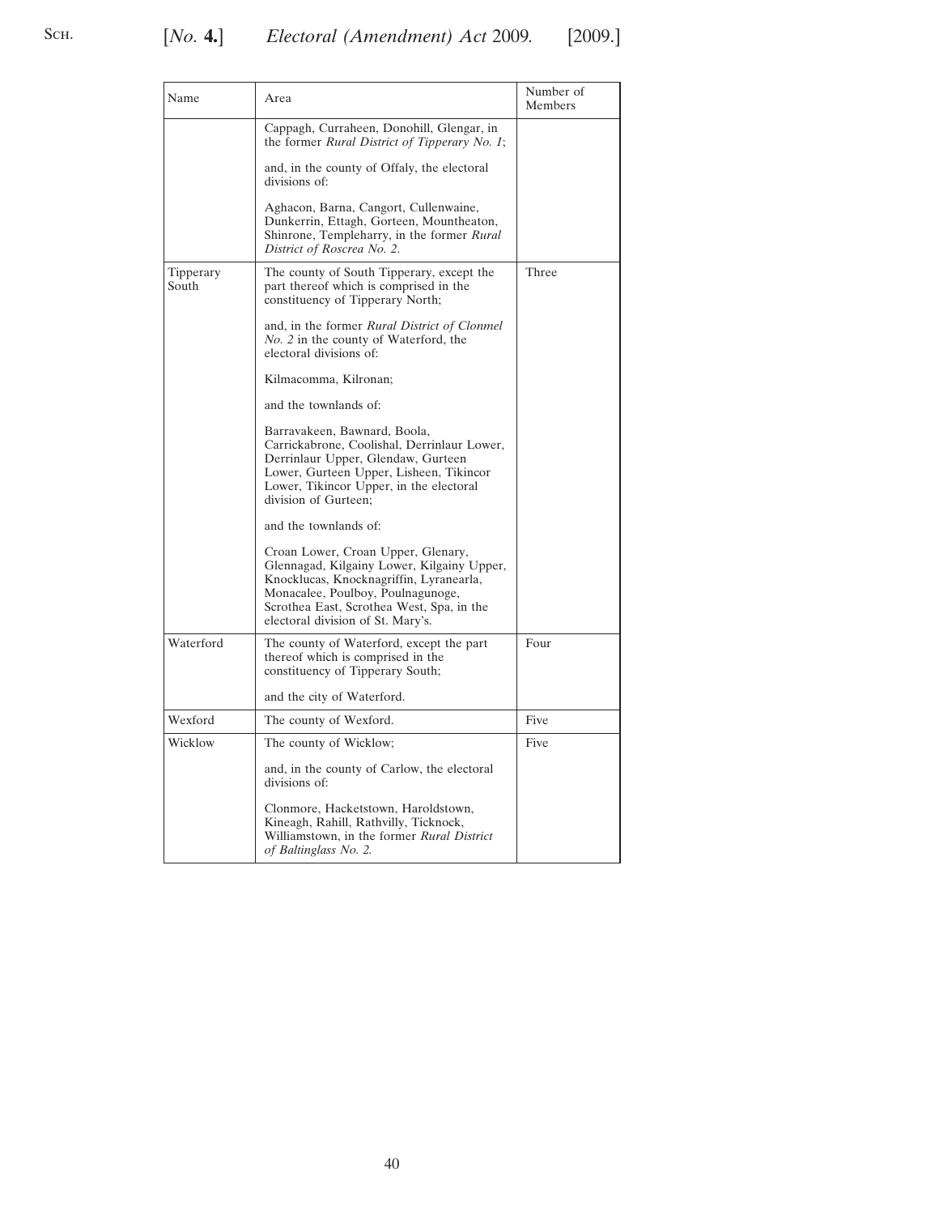| Name | Area | Number of Members |
|---|---|---|
| | Cappagh, Curraheen, Donohill, Glengar, in the former *Rural District of Tipperary No. 1*; and, in the county of Offaly, the electoral divisions of: Aghacon, Barna, Cangort, Cullenwaine, Dunkerrin, Ettagh, Gorteen, Mountheaton, Shinrone, Templeharry, in the former *Rural District of Roscrea No. 2*. | |
| Tipperary South | The county of South Tipperary, except the part thereof which is comprised in the constituency of Tipperary North; and, in the former *Rural District of Clonmel No. 2* in the county of Waterford, the electoral divisions of: Kilmacomma, Kilronan; and the townlands of: Barravakeen, Bawnard, Boola, Carrickabrone, Coolishal, Derrinlaur Lower, Derrinlaur Upper, Glendaw, Gurteen Lower, Gurteen Upper, Lisheen, Tikincor Lower, Tikincor Upper, in the electoral division of Gurteen; and the townlands of: Croan Lower, Croan Upper, Glenary, Glennagad, Kilgainy Lower, Kilgainy Upper, Knocklucas, Knocknagriffin, Lyranearla, Monacalee, Poulboy, Poulnagunoge, Scrothea East, Scrothea West, Spa, in the electoral division of St. Mary's. | Three |
| Waterford | The county of Waterford, except the part thereof which is comprised in the constituency of Tipperary South; and the city of Waterford. | Four |
| Wexford | The county of Wexford. | Five |
| Wicklow | The county of Wicklow; and, in the county of Carlow, the electoral divisions of: Clonmore, Hacketstown, Haroldstown, Kineagh, Rahill, Rathvilly, Ticknock, Williamstown, in the former *Rural District of Baltinglass No. 2.* | Five |